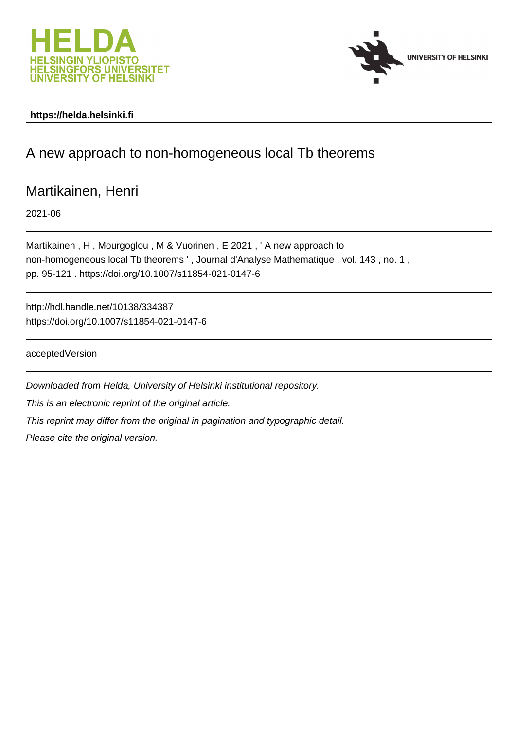HELDA
HELSINGIN YLIOPISTO
HELSINGFORS UNIVERSITET
UNIVERSITY OF HELSINKI

UNIVERSITY OF HELSINKI

**https://helda.helsinki.fi**

# A new approach to non-homogeneous local Tb theorems

## Martikainen, Henri

2021-06

---

Martikainen , H , Mourgoglou , M & Vuorinen , E 2021 , ' A new approach to non-homogeneous local Tb theorems ' , Journal d'Analyse Mathematique , vol. 143 , no. 1 , pp. 95-121 . https://doi.org/10.1007/s11854-021-0147-6

---

http://hdl.handle.net/10138/334387
https://doi.org/10.1007/s11854-021-0147-6

---

acceptedVersion

---

*Downloaded from Helda, University of Helsinki institutional repository.*

*This is an electronic reprint of the original article.*

*This reprint may differ from the original in pagination and typographic detail.*

*Please cite the original version.*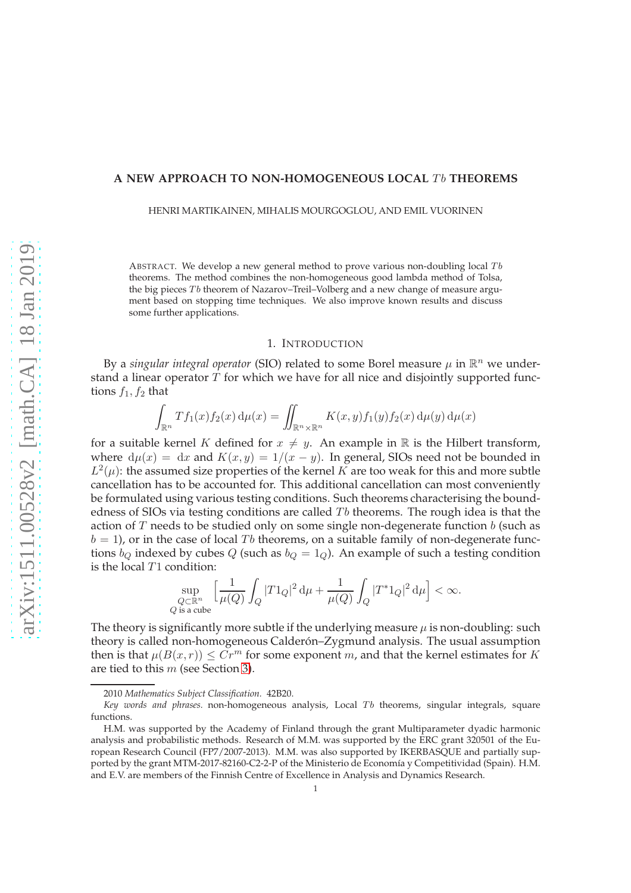**A NEW APPROACH TO NON-HOMOGENEOUS LOCAL $Tb$ THEOREMS**

HENRI MARTIKAINEN, MIHALIS MOURGOGLOU, AND EMIL VUORINEN

ABSTRACT. We develop a new general method to prove various non-doubling local $Tb$ theorems. The method combines the non-homogeneous good lambda method of Tolsa, the big pieces $Tb$ theorem of Nazarov–Treil–Volberg and a new change of measure argument based on stopping time techniques. We also improve known results and discuss some further applications.

## 1. INTRODUCTION

By a *singular integral operator* (SIO) related to some Borel measure $\mu$ in $\mathbb{R}^n$ we understand a linear operator $T$ for which we have for all nice and disjointly supported functions $f_1, f_2$ that

$$\int_{\mathbb{R}^n} Tf_1(x) f_2(x)\,\mathrm{d}\mu(x) = \iint_{\mathbb{R}^n \times \mathbb{R}^n} K(x,y) f_1(y) f_2(x)\,\mathrm{d}\mu(y)\,\mathrm{d}\mu(x)$$

for a suitable kernel $K$ defined for $x \neq y$. An example in $\mathbb{R}$ is the Hilbert transform, where $\mathrm{d}\mu(x) = \mathrm{d}x$ and $K(x,y) = 1/(x-y)$. In general, SIOs need not be bounded in $L^2(\mu)$: the assumed size properties of the kernel $K$ are too weak for this and more subtle cancellation has to be accounted for. This additional cancellation can most conveniently be formulated using various testing conditions. Such theorems characterising the boundedness of SIOs via testing conditions are called $Tb$ theorems. The rough idea is that the action of $T$ needs to be studied only on some single non-degenerate function $b$ (such as $b = 1$), or in the case of local $Tb$ theorems, on a suitable family of non-degenerate functions $b_Q$ indexed by cubes $Q$ (such as $b_Q = 1_Q$). An example of such a testing condition is the local $T1$ condition:

$$\sup_{\substack{Q \subset \mathbb{R}^n \\ Q \text{ is a cube}}} \Big[ \frac{1}{\mu(Q)} \int_Q |T1_Q|^2\,\mathrm{d}\mu + \frac{1}{\mu(Q)} \int_Q |T^*1_Q|^2\,\mathrm{d}\mu \Big] < \infty.$$

The theory is significantly more subtle if the underlying measure $\mu$ is non-doubling: such theory is called non-homogeneous Calderón–Zygmund analysis. The usual assumption then is that $\mu(B(x,r)) \le Cr^m$ for some exponent $m$, and that the kernel estimates for $K$ are tied to this $m$ (see Section 3).

---

2010 *Mathematics Subject Classification.* 42B20.

*Key words and phrases.* non-homogeneous analysis, Local $Tb$ theorems, singular integrals, square functions.

H.M. was supported by the Academy of Finland through the grant Multiparameter dyadic harmonic analysis and probabilistic methods. Research of M.M. was supported by the ERC grant 320501 of the European Research Council (FP7/2007-2013). M.M. was also supported by IKERBASQUE and partially supported by the grant MTM-2017-82160-C2-2-P of the Ministerio de Economía y Competitividad (Spain). H.M. and E.V. are members of the Finnish Centre of Excellence in Analysis and Dynamics Research.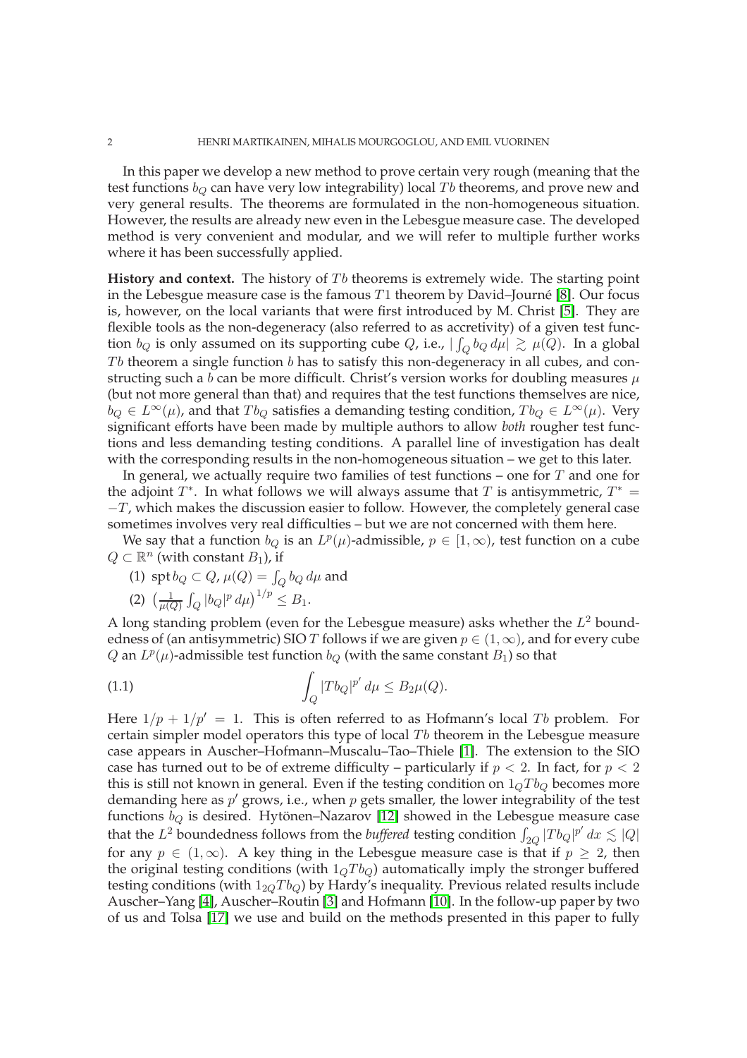In this paper we develop a new method to prove certain very rough (meaning that the test functions $b_Q$ can have very low integrability) local $Tb$ theorems, and prove new and very general results. The theorems are formulated in the non-homogeneous situation. However, the results are already new even in the Lebesgue measure case. The developed method is very convenient and modular, and we will refer to multiple further works where it has been successfully applied.

**History and context.** The history of $Tb$ theorems is extremely wide. The starting point in the Lebesgue measure case is the famous $T1$ theorem by David–Journé [8]. Our focus is, however, on the local variants that were first introduced by M. Christ [5]. They are flexible tools as the non-degeneracy (also referred to as accretivity) of a given test function $b_Q$ is only assumed on its supporting cube $Q$, i.e., $|\int_Q b_Q \, d\mu| \gtrsim \mu(Q)$. In a global $Tb$ theorem a single function $b$ has to satisfy this non-degeneracy in all cubes, and constructing such a $b$ can be more difficult. Christ's version works for doubling measures $\mu$ (but not more general than that) and requires that the test functions themselves are nice, $b_Q \in L^\infty(\mu)$, and that $Tb_Q$ satisfies a demanding testing condition, $Tb_Q \in L^\infty(\mu)$. Very significant efforts have been made by multiple authors to allow *both* rougher test functions and less demanding testing conditions. A parallel line of investigation has dealt with the corresponding results in the non-homogeneous situation – we get to this later.

In general, we actually require two families of test functions – one for $T$ and one for the adjoint $T^*$. In what follows we will always assume that $T$ is antisymmetric, $T^* = -T$, which makes the discussion easier to follow. However, the completely general case sometimes involves very real difficulties – but we are not concerned with them here.

We say that a function $b_Q$ is an $L^p(\mu)$-admissible, $p \in [1, \infty)$, test function on a cube $Q \subset \mathbb{R}^n$ (with constant $B_1$), if

(1) $\operatorname{spt} b_Q \subset Q$, $\mu(Q) = \int_Q b_Q \, d\mu$ and

(2) $\big(\frac{1}{\mu(Q)} \int_Q |b_Q|^p \, d\mu\big)^{1/p} \le B_1$.

A long standing problem (even for the Lebesgue measure) asks whether the $L^2$ boundedness of (an antisymmetric) SIO $T$ follows if we are given $p \in (1, \infty)$, and for every cube $Q$ an $L^p(\mu)$-admissible test function $b_Q$ (with the same constant $B_1$) so that

$$\int_Q |Tb_Q|^{p'} \, d\mu \le B_2 \mu(Q). \tag{1.1}$$

Here $1/p + 1/p' = 1$. This is often referred to as Hofmann's local $Tb$ problem. For certain simpler model operators this type of local $Tb$ theorem in the Lebesgue measure case appears in Auscher–Hofmann–Muscalu–Tao–Thiele [1]. The extension to the SIO case has turned out to be of extreme difficulty – particularly if $p < 2$. In fact, for $p < 2$ this is still not known in general. Even if the testing condition on $1_Q Tb_Q$ becomes more demanding here as $p'$ grows, i.e., when $p$ gets smaller, the lower integrability of the test functions $b_Q$ is desired. Hytönen–Nazarov [12] showed in the Lebesgue measure case that the $L^2$ boundedness follows from the *buffered* testing condition $\int_{2Q} |Tb_Q|^{p'} \, dx \lesssim |Q|$ for any $p \in (1, \infty)$. A key thing in the Lebesgue measure case is that if $p \ge 2$, then the original testing conditions (with $1_Q Tb_Q$) automatically imply the stronger buffered testing conditions (with $1_{2Q} Tb_Q$) by Hardy's inequality. Previous related results include Auscher–Yang [4], Auscher–Routin [3] and Hofmann [10]. In the follow-up paper by two of us and Tolsa [17] we use and build on the methods presented in this paper to fully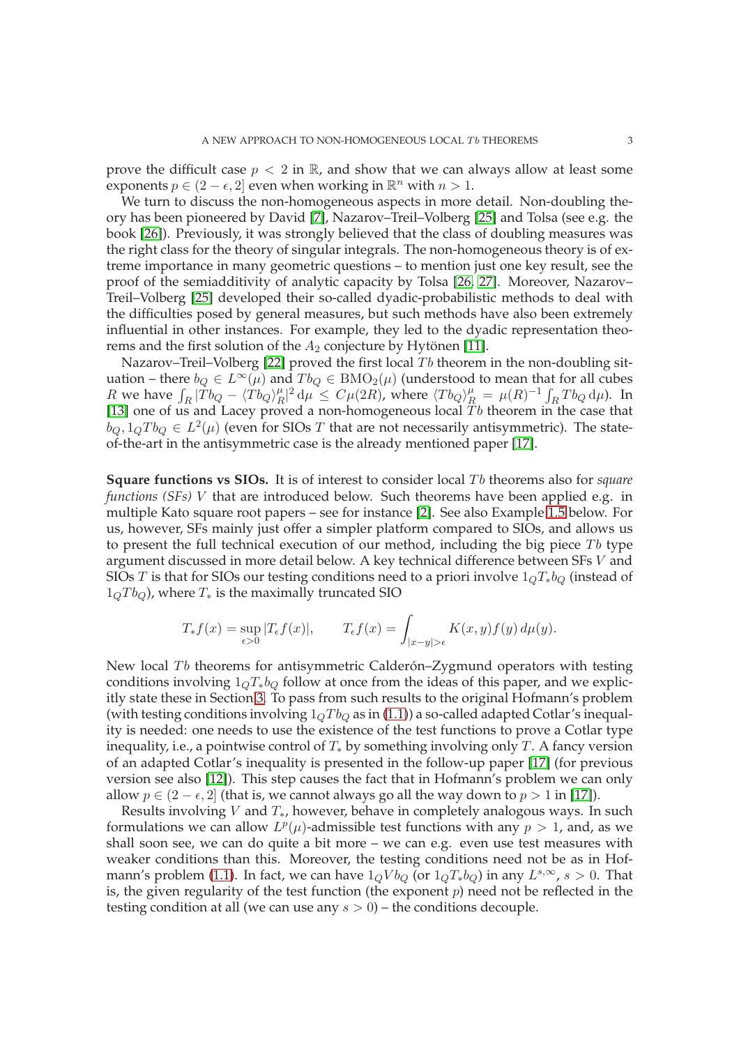prove the difficult case $p < 2$ in $\mathbb{R}$, and show that we can always allow at least some exponents $p \in (2 - \epsilon, 2]$ even when working in $\mathbb{R}^n$ with $n > 1$.

We turn to discuss the non-homogeneous aspects in more detail. Non-doubling theory has been pioneered by David [7], Nazarov–Treil–Volberg [25] and Tolsa (see e.g. the book [26]). Previously, it was strongly believed that the class of doubling measures was the right class for the theory of singular integrals. The non-homogeneous theory is of extreme importance in many geometric questions – to mention just one key result, see the proof of the semiadditivity of analytic capacity by Tolsa [26, 27]. Moreover, Nazarov–Treil–Volberg [25] developed their so-called dyadic-probabilistic methods to deal with the difficulties posed by general measures, but such methods have also been extremely influential in other instances. For example, they led to the dyadic representation theorems and the first solution of the $A_2$ conjecture by Hytönen [11].

Nazarov–Treil–Volberg [22] proved the first local $Tb$ theorem in the non-doubling situation – there $b_Q \in L^\infty(\mu)$ and $Tb_Q \in \mathrm{BMO}_2(\mu)$ (understood to mean that for all cubes $R$ we have $\int_R |Tb_Q - \langle Tb_Q \rangle_R^\mu|^2 \, \mathrm{d}\mu \le C\mu(2R)$, where $\langle Tb_Q \rangle_R^\mu = \mu(R)^{-1} \int_R Tb_Q \, \mathrm{d}\mu$). In [13] one of us and Lacey proved a non-homogeneous local $Tb$ theorem in the case that $b_Q, 1_Q Tb_Q \in L^2(\mu)$ (even for SIOs $T$ that are not necessarily antisymmetric). The state-of-the-art in the antisymmetric case is the already mentioned paper [17].

**Square functions vs SIOs.** It is of interest to consider local $Tb$ theorems also for *square functions (SFs)* $V$ that are introduced below. Such theorems have been applied e.g. in multiple Kato square root papers – see for instance [2]. See also Example 1.5 below. For us, however, SFs mainly just offer a simpler platform compared to SIOs, and allows us to present the full technical execution of our method, including the big piece $Tb$ type argument discussed in more detail below. A key technical difference between SFs $V$ and SIOs $T$ is that for SIOs our testing conditions need to a priori involve $1_Q T_* b_Q$ (instead of $1_Q Tb_Q$), where $T_*$ is the maximally truncated SIO

$$T_* f(x) = \sup_{\epsilon > 0} |T_\epsilon f(x)|, \qquad T_\epsilon f(x) = \int_{|x-y|>\epsilon} K(x,y) f(y) \, d\mu(y).$$

New local $Tb$ theorems for antisymmetric Calderón–Zygmund operators with testing conditions involving $1_Q T_* b_Q$ follow at once from the ideas of this paper, and we explicitly state these in Section 3. To pass from such results to the original Hofmann's problem (with testing conditions involving $1_Q Tb_Q$ as in (1.1)) a so-called adapted Cotlar's inequality is needed: one needs to use the existence of the test functions to prove a Cotlar type inequality, i.e., a pointwise control of $T_*$ by something involving only $T$. A fancy version of an adapted Cotlar's inequality is presented in the follow-up paper [17] (for previous version see also [12]). This step causes the fact that in Hofmann's problem we can only allow $p \in (2 - \epsilon, 2]$ (that is, we cannot always go all the way down to $p > 1$ in [17]).

Results involving $V$ and $T_*$, however, behave in completely analogous ways. In such formulations we can allow $L^p(\mu)$-admissible test functions with any $p > 1$, and, as we shall soon see, we can do quite a bit more – we can e.g. even use test measures with weaker conditions than this. Moreover, the testing conditions need not be as in Hofmann's problem (1.1). In fact, we can have $1_Q V b_Q$ (or $1_Q T_* b_Q$) in any $L^{s,\infty}$, $s > 0$. That is, the given regularity of the test function (the exponent $p$) need not be reflected in the testing condition at all (we can use any $s > 0$) – the conditions decouple.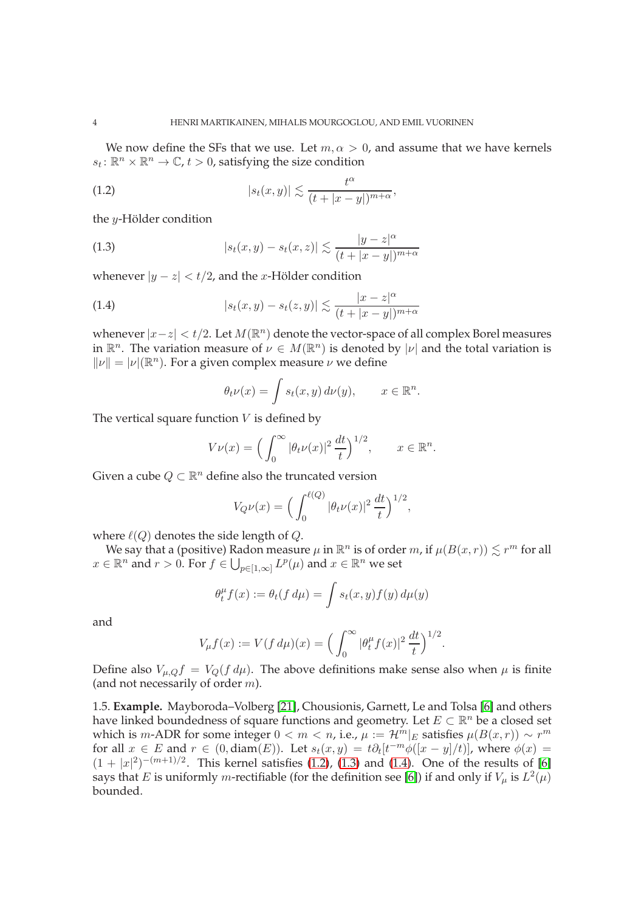We now define the SFs that we use. Let $m, \alpha > 0$, and assume that we have kernels $s_t \colon \mathbb{R}^n \times \mathbb{R}^n \to \mathbb{C}$, $t > 0$, satisfying the size condition

$$|s_t(x,y)| \lesssim \frac{t^\alpha}{(t + |x-y|)^{m+\alpha}}, \tag{1.2}$$

the $y$-Hölder condition

$$|s_t(x,y) - s_t(x,z)| \lesssim \frac{|y-z|^\alpha}{(t + |x-y|)^{m+\alpha}} \tag{1.3}$$

whenever $|y - z| < t/2$, and the $x$-Hölder condition

$$|s_t(x,y) - s_t(z,y)| \lesssim \frac{|x-z|^\alpha}{(t + |x-y|)^{m+\alpha}} \tag{1.4}$$

whenever $|x-z| < t/2$. Let $M(\mathbb{R}^n)$ denote the vector-space of all complex Borel measures in $\mathbb{R}^n$. The variation measure of $\nu \in M(\mathbb{R}^n)$ is denoted by $|\nu|$ and the total variation is $\|\nu\| = |\nu|(\mathbb{R}^n)$. For a given complex measure $\nu$ we define

$$\theta_t \nu(x) = \int s_t(x,y)\, d\nu(y), \qquad x \in \mathbb{R}^n.$$

The vertical square function $V$ is defined by

$$V\nu(x) = \Big( \int_0^\infty |\theta_t \nu(x)|^2 \, \frac{dt}{t} \Big)^{1/2}, \qquad x \in \mathbb{R}^n.$$

Given a cube $Q \subset \mathbb{R}^n$ define also the truncated version

$$V_Q \nu(x) = \Big( \int_0^{\ell(Q)} |\theta_t \nu(x)|^2 \, \frac{dt}{t} \Big)^{1/2},$$

where $\ell(Q)$ denotes the side length of $Q$.

We say that a (positive) Radon measure $\mu$ in $\mathbb{R}^n$ is of order $m$, if $\mu(B(x,r)) \lesssim r^m$ for all $x \in \mathbb{R}^n$ and $r > 0$. For $f \in \bigcup_{p \in [1,\infty]} L^p(\mu)$ and $x \in \mathbb{R}^n$ we set

$$\theta_t^\mu f(x) := \theta_t(f\, d\mu) = \int s_t(x,y) f(y)\, d\mu(y)$$

and

$$V_\mu f(x) := V(f\, d\mu)(x) = \Big( \int_0^\infty |\theta_t^\mu f(x)|^2 \, \frac{dt}{t} \Big)^{1/2}.$$

Define also $V_{\mu,Q} f = V_Q(f\, d\mu)$. The above definitions make sense also when $\mu$ is finite (and not necessarily of order $m$).

1.5. **Example.** Mayboroda–Volberg [21], Chousionis, Garnett, Le and Tolsa [6] and others have linked boundedness of square functions and geometry. Let $E \subset \mathbb{R}^n$ be a closed set which is $m$-ADR for some integer $0 < m < n$, i.e., $\mu := \mathcal{H}^m|_E$ satisfies $\mu(B(x,r)) \sim r^m$ for all $x \in E$ and $r \in (0, \operatorname{diam}(E))$. Let $s_t(x,y) = t\partial_t[t^{-m}\phi([x-y]/t)]$, where $\phi(x) = (1 + |x|^2)^{-(m+1)/2}$. This kernel satisfies (1.2), (1.3) and (1.4). One of the results of [6] says that $E$ is uniformly $m$-rectifiable (for the definition see [6]) if and only if $V_\mu$ is $L^2(\mu)$ bounded.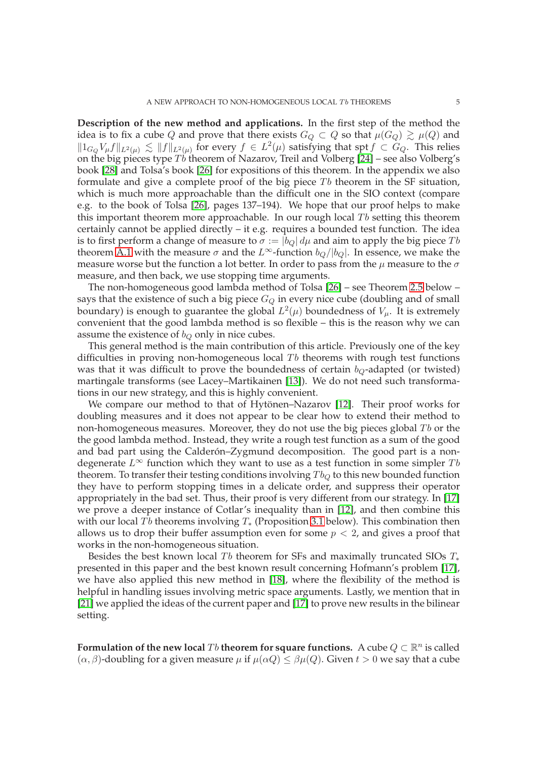**Description of the new method and applications.** In the first step of the method the idea is to fix a cube $Q$ and prove that there exists $G_Q \subset Q$ so that $\mu(G_Q) \gtrsim \mu(Q)$ and $\|1_{G_Q} V_\mu f\|_{L^2(\mu)} \lesssim \|f\|_{L^2(\mu)}$ for every $f \in L^2(\mu)$ satisfying that $\operatorname{spt} f \subset G_Q$. This relies on the big pieces type $Tb$ theorem of Nazarov, Treil and Volberg [24] – see also Volberg's book [28] and Tolsa's book [26] for expositions of this theorem. In the appendix we also formulate and give a complete proof of the big piece $Tb$ theorem in the SF situation, which is much more approachable than the difficult one in the SIO context (compare e.g. to the book of Tolsa [26], pages 137–194). We hope that our proof helps to make this important theorem more approachable. In our rough local $Tb$ setting this theorem certainly cannot be applied directly – it e.g. requires a bounded test function. The idea is to first perform a change of measure to $\sigma := |b_Q|\,d\mu$ and aim to apply the big piece $Tb$ theorem A.1 with the measure $\sigma$ and the $L^\infty$-function $b_Q/|b_Q|$. In essence, we make the measure worse but the function a lot better. In order to pass from the $\mu$ measure to the $\sigma$ measure, and then back, we use stopping time arguments.

The non-homogeneous good lambda method of Tolsa [26] – see Theorem 2.5 below – says that the existence of such a big piece $G_Q$ in every nice cube (doubling and of small boundary) is enough to guarantee the global $L^2(\mu)$ boundedness of $V_\mu$. It is extremely convenient that the good lambda method is so flexible – this is the reason why we can assume the existence of $b_Q$ only in nice cubes.

This general method is the main contribution of this article. Previously one of the key difficulties in proving non-homogeneous local $Tb$ theorems with rough test functions was that it was difficult to prove the boundedness of certain $b_Q$-adapted (or twisted) martingale transforms (see Lacey–Martikainen [13]). We do not need such transformations in our new strategy, and this is highly convenient.

We compare our method to that of Hytönen–Nazarov [12]. Their proof works for doubling measures and it does not appear to be clear how to extend their method to non-homogeneous measures. Moreover, they do not use the big pieces global $Tb$ or the the good lambda method. Instead, they write a rough test function as a sum of the good and bad part using the Calderón–Zygmund decomposition. The good part is a non-degenerate $L^\infty$ function which they want to use as a test function in some simpler $Tb$ theorem. To transfer their testing conditions involving $Tb_Q$ to this new bounded function they have to perform stopping times in a delicate order, and suppress their operator appropriately in the bad set. Thus, their proof is very different from our strategy. In [17] we prove a deeper instance of Cotlar's inequality than in [12], and then combine this with our local $Tb$ theorems involving $T_*$ (Proposition 3.1 below). This combination then allows us to drop their buffer assumption even for some $p < 2$, and gives a proof that works in the non-homogeneous situation.

Besides the best known local $Tb$ theorem for SFs and maximally truncated SIOs $T_*$ presented in this paper and the best known result concerning Hofmann's problem [17], we have also applied this new method in [18], where the flexibility of the method is helpful in handling issues involving metric space arguments. Lastly, we mention that in [21] we applied the ideas of the current paper and [17] to prove new results in the bilinear setting.

**Formulation of the new local $Tb$ theorem for square functions.** A cube $Q \subset \mathbb{R}^n$ is called $(\alpha, \beta)$-doubling for a given measure $\mu$ if $\mu(\alpha Q) \le \beta\mu(Q)$. Given $t > 0$ we say that a cube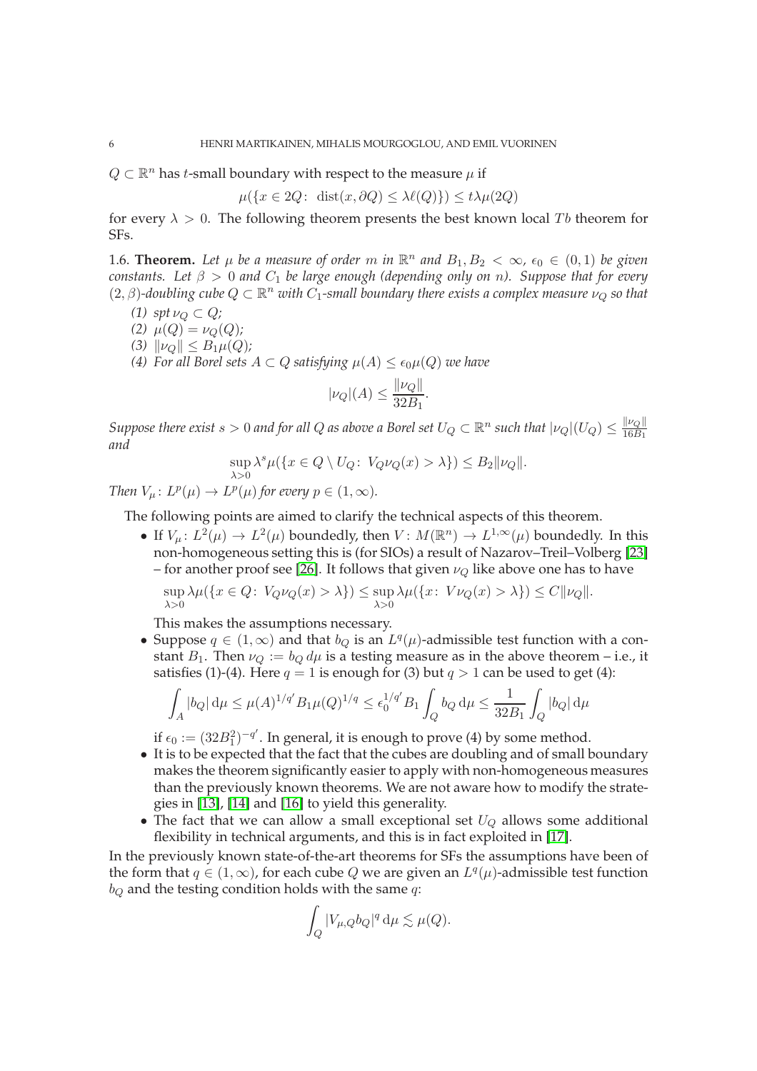$Q \subset \mathbb{R}^n$ has $t$-small boundary with respect to the measure $\mu$ if

$$\mu(\{x \in 2Q\colon \operatorname{dist}(x, \partial Q) \le \lambda \ell(Q)\}) \le t\lambda\mu(2Q)$$

for every $\lambda > 0$. The following theorem presents the best known local $Tb$ theorem for SFs.

1.6. **Theorem.** *Let $\mu$ be a measure of order $m$ in $\mathbb{R}^n$ and $B_1, B_2 < \infty$, $\epsilon_0 \in (0,1)$ be given constants. Let $\beta > 0$ and $C_1$ be large enough (depending only on $n$). Suppose that for every $(2,\beta)$-doubling cube $Q \subset \mathbb{R}^n$ with $C_1$-small boundary there exists a complex measure $\nu_Q$ so that*

*(1) $\operatorname{spt} \nu_Q \subset Q$;*
*(2) $\mu(Q) = \nu_Q(Q)$;*
*(3) $\|\nu_Q\| \le B_1\mu(Q)$;*
*(4) For all Borel sets $A \subset Q$ satisfying $\mu(A) \le \epsilon_0\mu(Q)$ we have*

$$|\nu_Q|(A) \le \frac{\|\nu_Q\|}{32B_1}.$$

*Suppose there exist $s > 0$ and for all $Q$ as above a Borel set $U_Q \subset \mathbb{R}^n$ such that $|\nu_Q|(U_Q) \le \frac{\|\nu_Q\|}{16B_1}$ and*

$$\sup_{\lambda>0} \lambda^s \mu(\{x \in Q \setminus U_Q\colon V_Q\nu_Q(x) > \lambda\}) \le B_2\|\nu_Q\|.$$

*Then $V_\mu\colon L^p(\mu) \to L^p(\mu)$ for every $p \in (1,\infty)$.*

The following points are aimed to clarify the technical aspects of this theorem.

- If $V_\mu\colon L^2(\mu) \to L^2(\mu)$ boundedly, then $V\colon M(\mathbb{R}^n) \to L^{1,\infty}(\mu)$ boundedly. In this non-homogeneous setting this is (for SIOs) a result of Nazarov–Treil–Volberg [23] – for another proof see [26]. It follows that given $\nu_Q$ like above one has to have

$$\sup_{\lambda>0} \lambda\mu(\{x \in Q\colon V_Q\nu_Q(x) > \lambda\}) \le \sup_{\lambda>0} \lambda\mu(\{x\colon V\nu_Q(x) > \lambda\}) \le C\|\nu_Q\|.$$

This makes the assumptions necessary.
- Suppose $q \in (1,\infty)$ and that $b_Q$ is an $L^q(\mu)$-admissible test function with a constant $B_1$. Then $\nu_Q := b_Q\, d\mu$ is a testing measure as in the above theorem – i.e., it satisfies (1)-(4). Here $q = 1$ is enough for (3) but $q > 1$ can be used to get (4):

$$\int_A |b_Q|\,d\mu \le \mu(A)^{1/q'} B_1 \mu(Q)^{1/q} \le \epsilon_0^{1/q'} B_1 \int_Q b_Q\,d\mu \le \frac{1}{32B_1}\int_Q |b_Q|\,d\mu$$

if $\epsilon_0 := (32B_1^2)^{-q'}$. In general, it is enough to prove (4) by some method.
- It is to be expected that the fact that the cubes are doubling and of small boundary makes the theorem significantly easier to apply with non-homogeneous measures than the previously known theorems. We are not aware how to modify the strategies in [13], [14] and [16] to yield this generality.
- The fact that we can allow a small exceptional set $U_Q$ allows some additional flexibility in technical arguments, and this is in fact exploited in [17].

In the previously known state-of-the-art theorems for SFs the assumptions have been of the form that $q \in (1,\infty)$, for each cube $Q$ we are given an $L^q(\mu)$-admissible test function $b_Q$ and the testing condition holds with the same $q$:

$$\int_Q |V_{\mu,Q}b_Q|^q\,d\mu \lesssim \mu(Q).$$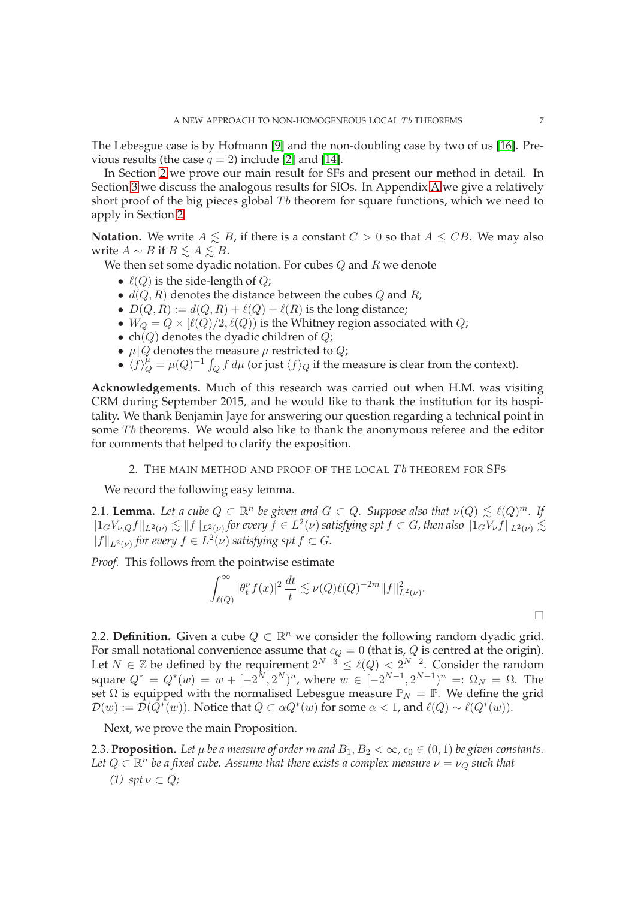The Lebesgue case is by Hofmann [9] and the non-doubling case by two of us [16]. Previous results (the case $q = 2$) include [2] and [14].

In Section 2 we prove our main result for SFs and present our method in detail. In Section 3 we discuss the analogous results for SIOs. In Appendix A we give a relatively short proof of the big pieces global $Tb$ theorem for square functions, which we need to apply in Section 2.

**Notation.** We write $A \lesssim B$, if there is a constant $C > 0$ so that $A \le CB$. We may also write $A \sim B$ if $B \lesssim A \lesssim B$.

We then set some dyadic notation. For cubes $Q$ and $R$ we denote

- $\ell(Q)$ is the side-length of $Q$;
- $d(Q, R)$ denotes the distance between the cubes $Q$ and $R$;
- $D(Q, R) := d(Q, R) + \ell(Q) + \ell(R)$ is the long distance;
- $W_Q = Q \times [\ell(Q)/2, \ell(Q))$ is the Whitney region associated with $Q$;
- $\mathrm{ch}(Q)$ denotes the dyadic children of $Q$;
- $\mu\lfloor Q$ denotes the measure $\mu$ restricted to $Q$;
- $\langle f \rangle_Q^\mu = \mu(Q)^{-1} \int_Q f \, d\mu$ (or just $\langle f \rangle_Q$ if the measure is clear from the context).

**Acknowledgements.** Much of this research was carried out when H.M. was visiting CRM during September 2015, and he would like to thank the institution for its hospitality. We thank Benjamin Jaye for answering our question regarding a technical point in some $Tb$ theorems. We would also like to thank the anonymous referee and the editor for comments that helped to clarify the exposition.

## 2. The main method and proof of the local $Tb$ theorem for SFs

We record the following easy lemma.

**2.1. Lemma.** *Let a cube $Q \subset \mathbb{R}^n$ be given and $G \subset Q$. Suppose also that $\nu(Q) \lesssim \ell(Q)^m$. If $\|1_G V_{\nu, Q} f\|_{L^2(\nu)} \lesssim \|f\|_{L^2(\nu)}$ for every $f \in L^2(\nu)$ satisfying $\operatorname{spt} f \subset G$, then also $\|1_G V_\nu f\|_{L^2(\nu)} \lesssim \|f\|_{L^2(\nu)}$ for every $f \in L^2(\nu)$ satisfying $\operatorname{spt} f \subset G$.*

*Proof.* This follows from the pointwise estimate

$$\int_{\ell(Q)}^\infty |\theta_t^\nu f(x)|^2 \, \frac{dt}{t} \lesssim \nu(Q) \ell(Q)^{-2m} \|f\|_{L^2(\nu)}^2.$$

$\square$

**2.2. Definition.** Given a cube $Q \subset \mathbb{R}^n$ we consider the following random dyadic grid. For small notational convenience assume that $c_Q = 0$ (that is, $Q$ is centred at the origin). Let $N \in \mathbb{Z}$ be defined by the requirement $2^{N-3} \le \ell(Q) < 2^{N-2}$. Consider the random square $Q^* = Q^*(w) = w + [-2^N, 2^N)^n$, where $w \in [-2^{N-1}, 2^{N-1})^n =: \Omega_N = \Omega$. The set $\Omega$ is equipped with the normalised Lebesgue measure $\mathbb{P}_N = \mathbb{P}$. We define the grid $\mathcal{D}(w) := \mathcal{D}(Q^*(w))$. Notice that $Q \subset \alpha Q^*(w)$ for some $\alpha < 1$, and $\ell(Q) \sim \ell(Q^*(w))$.

Next, we prove the main Proposition.

**2.3. Proposition.** *Let $\mu$ be a measure of order $m$ and $B_1, B_2 < \infty$, $\epsilon_0 \in (0, 1)$ be given constants. Let $Q \subset \mathbb{R}^n$ be a fixed cube. Assume that there exists a complex measure $\nu = \nu_Q$ such that*

*(1) $\operatorname{spt} \nu \subset Q$;*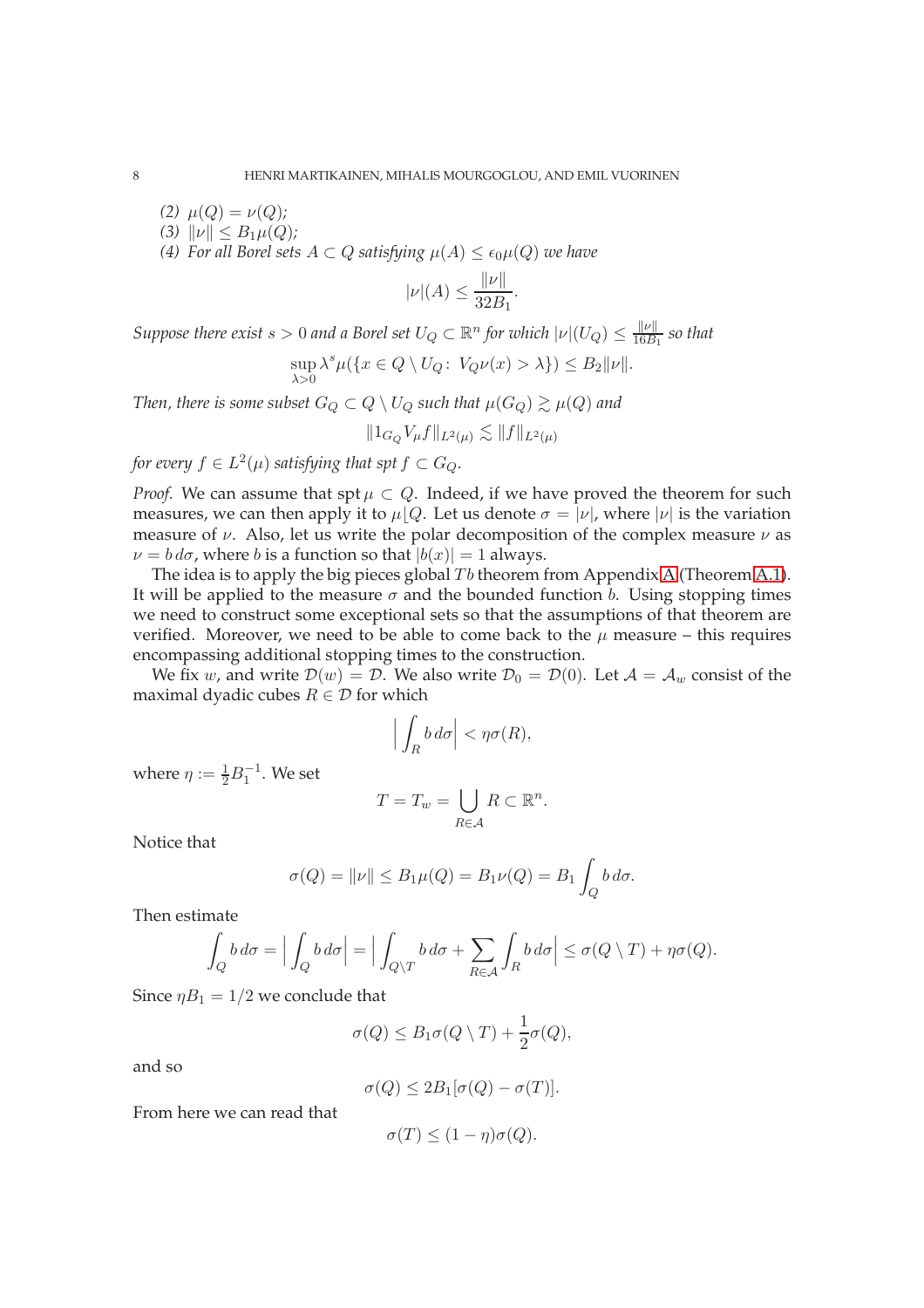*(2)* $\mu(Q) = \nu(Q)$;
*(3)* $\|\nu\| \le B_1 \mu(Q)$;
*(4) For all Borel sets* $A \subset Q$ *satisfying* $\mu(A) \le \epsilon_0 \mu(Q)$ *we have*

$$|\nu|(A) \le \frac{\|\nu\|}{32 B_1}.$$

*Suppose there exist* $s > 0$ *and a Borel set* $U_Q \subset \mathbb{R}^n$ *for which* $|\nu|(U_Q) \le \frac{\|\nu\|}{16B_1}$ *so that*

$$\sup_{\lambda > 0} \lambda^s \mu(\{x \in Q \setminus U_Q \colon\, V_Q \nu(x) > \lambda\}) \le B_2 \|\nu\|.$$

*Then, there is some subset* $G_Q \subset Q \setminus U_Q$ *such that* $\mu(G_Q) \gtrsim \mu(Q)$ *and*

$$\|1_{G_Q} V_\mu f\|_{L^2(\mu)} \lesssim \|f\|_{L^2(\mu)}$$

*for every* $f \in L^2(\mu)$ *satisfying that spt* $f \subset G_Q$.

*Proof.* We can assume that spt $\mu \subset Q$. Indeed, if we have proved the theorem for such measures, we can then apply it to $\mu\lfloor Q$. Let us denote $\sigma = |\nu|$, where $|\nu|$ is the variation measure of $\nu$. Also, let us write the polar decomposition of the complex measure $\nu$ as $\nu = b\, d\sigma$, where $b$ is a function so that $|b(x)| = 1$ always.

The idea is to apply the big pieces global $Tb$ theorem from Appendix A (Theorem A.1). It will be applied to the measure $\sigma$ and the bounded function $b$. Using stopping times we need to construct some exceptional sets so that the assumptions of that theorem are verified. Moreover, we need to be able to come back to the $\mu$ measure – this requires encompassing additional stopping times to the construction.

We fix $w$, and write $\mathcal{D}(w) = \mathcal{D}$. We also write $\mathcal{D}_0 = \mathcal{D}(0)$. Let $\mathcal{A} = \mathcal{A}_w$ consist of the maximal dyadic cubes $R \in \mathcal{D}$ for which

$$\Big| \int_R b\, d\sigma \Big| < \eta \sigma(R),$$

where $\eta := \frac{1}{2} B_1^{-1}$. We set

$$T = T_w = \bigcup_{R \in \mathcal{A}} R \subset \mathbb{R}^n.$$

Notice that

$$\sigma(Q) = \|\nu\| \le B_1 \mu(Q) = B_1 \nu(Q) = B_1 \int_Q b\, d\sigma.$$

Then estimate

$$\int_Q b\, d\sigma = \Big| \int_Q b\, d\sigma \Big| = \Big| \int_{Q \setminus T} b\, d\sigma + \sum_{R \in \mathcal{A}} \int_R b\, d\sigma \Big| \le \sigma(Q \setminus T) + \eta \sigma(Q).$$

Since $\eta B_1 = 1/2$ we conclude that

$$\sigma(Q) \le B_1 \sigma(Q \setminus T) + \frac{1}{2} \sigma(Q),$$

and so

$$\sigma(Q) \le 2B_1[\sigma(Q) - \sigma(T)].$$

From here we can read that

$$\sigma(T) \le (1 - \eta)\sigma(Q).$$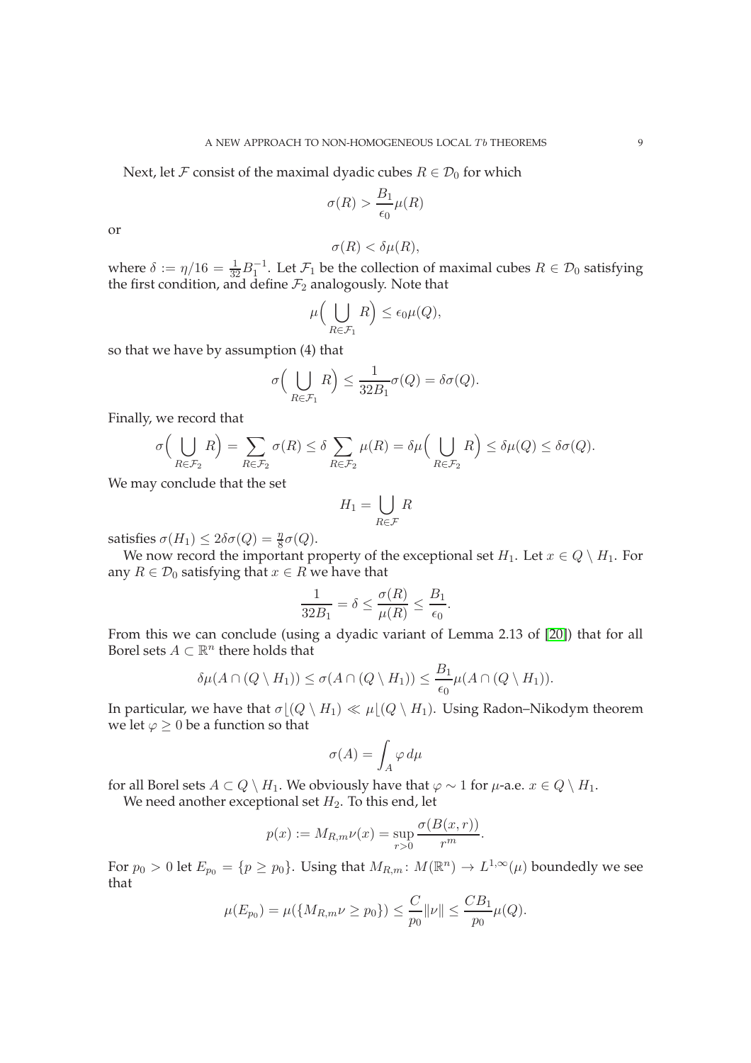Next, let $\mathcal{F}$ consist of the maximal dyadic cubes $R \in \mathcal{D}_0$ for which

$$\sigma(R) > \frac{B_1}{\epsilon_0}\mu(R)$$

or

$$\sigma(R) < \delta\mu(R),$$

where $\delta := \eta/16 = \frac{1}{32}B_1^{-1}$. Let $\mathcal{F}_1$ be the collection of maximal cubes $R \in \mathcal{D}_0$ satisfying the first condition, and define $\mathcal{F}_2$ analogously. Note that

$$\mu\Big(\bigcup_{R\in\mathcal{F}_1} R\Big) \le \epsilon_0\mu(Q),$$

so that we have by assumption (4) that

$$\sigma\Big(\bigcup_{R\in\mathcal{F}_1} R\Big) \le \frac{1}{32B_1}\sigma(Q) = \delta\sigma(Q).$$

Finally, we record that

$$\sigma\Big(\bigcup_{R\in\mathcal{F}_2} R\Big) = \sum_{R\in\mathcal{F}_2}\sigma(R) \le \delta\sum_{R\in\mathcal{F}_2}\mu(R) = \delta\mu\Big(\bigcup_{R\in\mathcal{F}_2} R\Big) \le \delta\mu(Q) \le \delta\sigma(Q).$$

We may conclude that the set

$$H_1 = \bigcup_{R\in\mathcal{F}} R$$

satisfies $\sigma(H_1) \le 2\delta\sigma(Q) = \frac{\eta}{8}\sigma(Q)$.

We now record the important property of the exceptional set $H_1$. Let $x \in Q \setminus H_1$. For any $R \in \mathcal{D}_0$ satisfying that $x \in R$ we have that

$$\frac{1}{32B_1} = \delta \le \frac{\sigma(R)}{\mu(R)} \le \frac{B_1}{\epsilon_0}.$$

From this we can conclude (using a dyadic variant of Lemma 2.13 of [20]) that for all Borel sets $A \subset \mathbb{R}^n$ there holds that

$$\delta\mu(A\cap(Q\setminus H_1)) \le \sigma(A\cap(Q\setminus H_1)) \le \frac{B_1}{\epsilon_0}\mu(A\cap(Q\setminus H_1)).$$

In particular, we have that $\sigma\lfloor(Q\setminus H_1) \ll \mu\lfloor(Q\setminus H_1)$. Using Radon–Nikodym theorem we let $\varphi \ge 0$ be a function so that

$$\sigma(A) = \int_A \varphi\, d\mu$$

for all Borel sets $A \subset Q\setminus H_1$. We obviously have that $\varphi \sim 1$ for $\mu$-a.e. $x \in Q\setminus H_1$.

We need another exceptional set $H_2$. To this end, let

$$p(x) := M_{R,m}\nu(x) = \sup_{r>0}\frac{\sigma(B(x,r))}{r^m}.$$

For $p_0 > 0$ let $E_{p_0} = \{p \ge p_0\}$. Using that $M_{R,m}\colon M(\mathbb{R}^n) \to L^{1,\infty}(\mu)$ boundedly we see that

$$\mu(E_{p_0}) = \mu(\{M_{R,m}\nu \ge p_0\}) \le \frac{C}{p_0}\|\nu\| \le \frac{CB_1}{p_0}\mu(Q).$$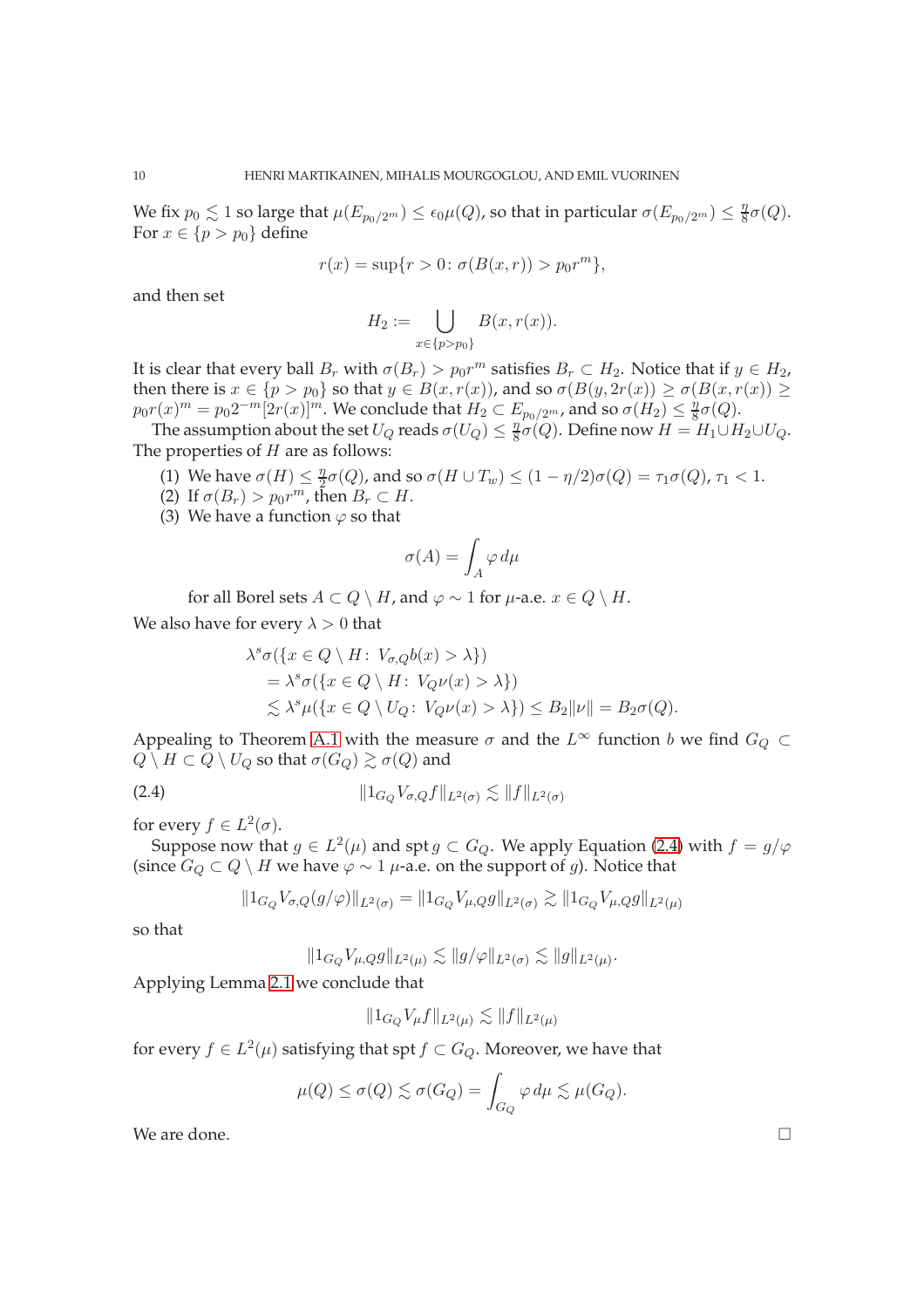We fix $p_0 \lesssim 1$ so large that $\mu(E_{p_0/2^m}) \le \epsilon_0 \mu(Q)$, so that in particular $\sigma(E_{p_0/2^m}) \le \frac{\eta}{8}\sigma(Q)$. For $x \in \{p > p_0\}$ define

$$r(x) = \sup\{r > 0 \colon \sigma(B(x,r)) > p_0 r^m\},$$

and then set

$$H_2 := \bigcup_{x \in \{p > p_0\}} B(x, r(x)).$$

It is clear that every ball $B_r$ with $\sigma(B_r) > p_0 r^m$ satisfies $B_r \subset H_2$. Notice that if $y \in H_2$, then there is $x \in \{p > p_0\}$ so that $y \in B(x, r(x))$, and so $\sigma(B(y, 2r(x)) \ge \sigma(B(x, r(x)) \ge p_0 r(x)^m = p_0 2^{-m}[2r(x)]^m$. We conclude that $H_2 \subset E_{p_0/2^m}$, and so $\sigma(H_2) \le \frac{\eta}{8}\sigma(Q)$.

The assumption about the set $U_Q$ reads $\sigma(U_Q) \le \frac{\eta}{8}\sigma(Q)$. Define now $H = H_1 \cup H_2 \cup U_Q$. The properties of $H$ are as follows:

1. We have $\sigma(H) \le \frac{\eta}{2}\sigma(Q)$, and so $\sigma(H \cup T_w) \le (1 - \eta/2)\sigma(Q) = \tau_1\sigma(Q)$, $\tau_1 < 1$.
2. If $\sigma(B_r) > p_0 r^m$, then $B_r \subset H$.
3. We have a function $\varphi$ so that

$$\sigma(A) = \int_A \varphi \, d\mu$$

for all Borel sets $A \subset Q \setminus H$, and $\varphi \sim 1$ for $\mu$-a.e. $x \in Q \setminus H$.

We also have for every $\lambda > 0$ that

$$\begin{aligned}
&\lambda^s \sigma(\{x \in Q \setminus H \colon V_{\sigma,Q} b(x) > \lambda\}) \\
&= \lambda^s \sigma(\{x \in Q \setminus H \colon V_Q \nu(x) > \lambda\}) \\
&\lesssim \lambda^s \mu(\{x \in Q \setminus U_Q \colon V_Q \nu(x) > \lambda\}) \le B_2 \|\nu\| = B_2 \sigma(Q).
\end{aligned}$$

Appealing to Theorem A.1 with the measure $\sigma$ and the $L^\infty$ function $b$ we find $G_Q \subset Q \setminus H \subset Q \setminus U_Q$ so that $\sigma(G_Q) \gtrsim \sigma(Q)$ and

$$\|1_{G_Q} V_{\sigma,Q} f\|_{L^2(\sigma)} \lesssim \|f\|_{L^2(\sigma)} \tag{2.4}$$

for every $f \in L^2(\sigma)$.

Suppose now that $g \in L^2(\mu)$ and $\operatorname{spt} g \subset G_Q$. We apply Equation (2.4) with $f = g/\varphi$ (since $G_Q \subset Q \setminus H$ we have $\varphi \sim 1$ $\mu$-a.e. on the support of $g$). Notice that

$$\|1_{G_Q} V_{\sigma,Q}(g/\varphi)\|_{L^2(\sigma)} = \|1_{G_Q} V_{\mu,Q} g\|_{L^2(\sigma)} \gtrsim \|1_{G_Q} V_{\mu,Q} g\|_{L^2(\mu)}$$

so that

$$\|1_{G_Q} V_{\mu,Q} g\|_{L^2(\mu)} \lesssim \|g/\varphi\|_{L^2(\sigma)} \lesssim \|g\|_{L^2(\mu)}.$$

Applying Lemma 2.1 we conclude that

$$\|1_{G_Q} V_\mu f\|_{L^2(\mu)} \lesssim \|f\|_{L^2(\mu)}$$

for every $f \in L^2(\mu)$ satisfying that $\operatorname{spt} f \subset G_Q$. Moreover, we have that

$$\mu(Q) \le \sigma(Q) \lesssim \sigma(G_Q) = \int_{G_Q} \varphi \, d\mu \lesssim \mu(G_Q).$$

We are done. $\square$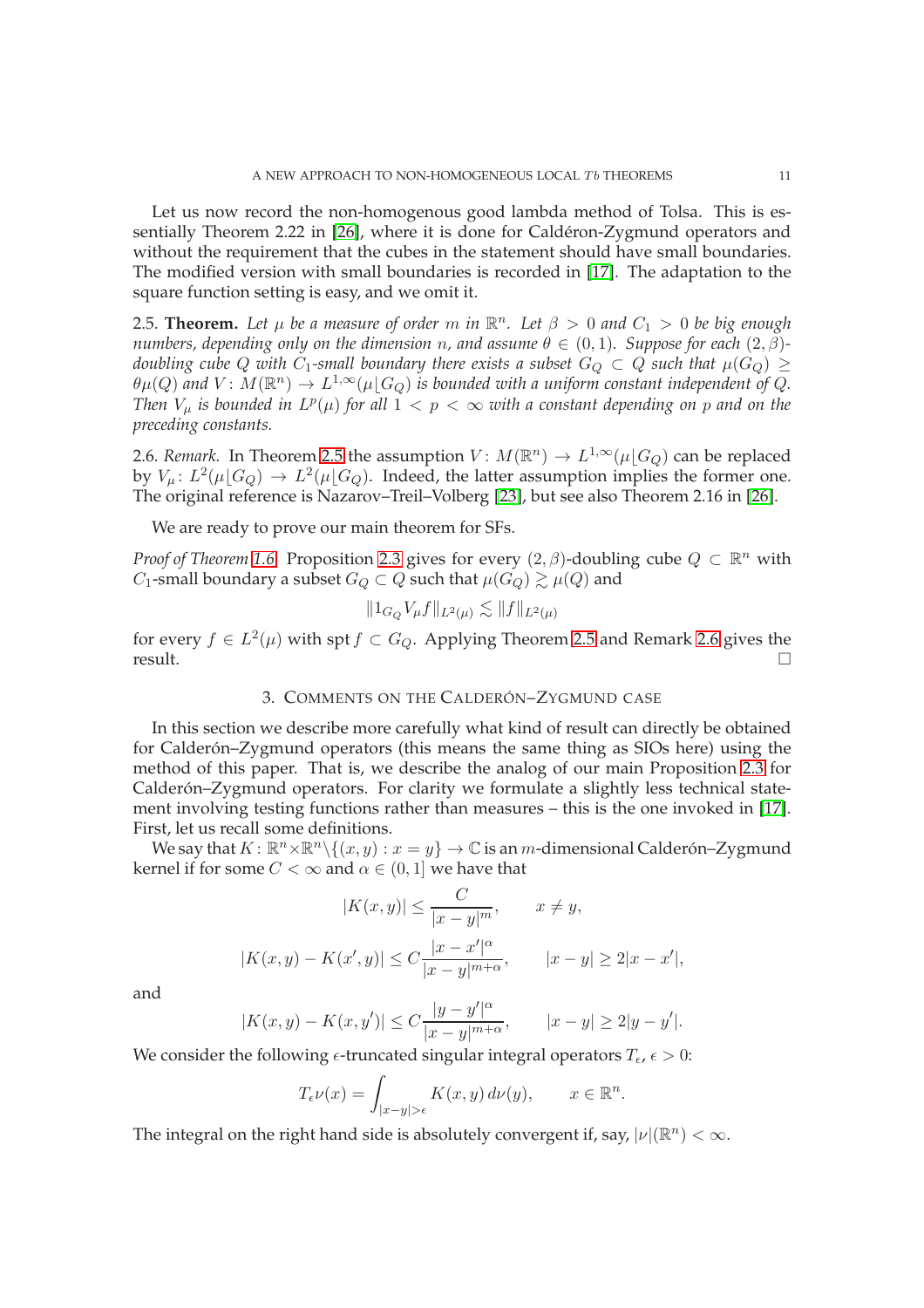Let us now record the non-homogenous good lambda method of Tolsa. This is essentially Theorem 2.22 in [26], where it is done for Calderón-Zygmund operators and without the requirement that the cubes in the statement should have small boundaries. The modified version with small boundaries is recorded in [17]. The adaptation to the square function setting is easy, and we omit it.

2.5. **Theorem.** *Let $\mu$ be a measure of order $m$ in $\mathbb{R}^n$. Let $\beta > 0$ and $C_1 > 0$ be big enough numbers, depending only on the dimension $n$, and assume $\theta \in (0,1)$. Suppose for each $(2,\beta)$-doubling cube $Q$ with $C_1$-small boundary there exists a subset $G_Q \subset Q$ such that $\mu(G_Q) \geq \theta\mu(Q)$ and $V\colon M(\mathbb{R}^n) \to L^{1,\infty}(\mu\lfloor G_Q)$ is bounded with a uniform constant independent of $Q$. Then $V_\mu$ is bounded in $L^p(\mu)$ for all $1 < p < \infty$ with a constant depending on $p$ and on the preceding constants.*

2.6. *Remark.* In Theorem 2.5 the assumption $V\colon M(\mathbb{R}^n) \to L^{1,\infty}(\mu\lfloor G_Q)$ can be replaced by $V_\mu\colon L^2(\mu\lfloor G_Q) \to L^2(\mu\lfloor G_Q)$. Indeed, the latter assumption implies the former one. The original reference is Nazarov–Treil–Volberg [23], but see also Theorem 2.16 in [26].

We are ready to prove our main theorem for SFs.

*Proof of Theorem 1.6.* Proposition 2.3 gives for every $(2,\beta)$-doubling cube $Q \subset \mathbb{R}^n$ with $C_1$-small boundary a subset $G_Q \subset Q$ such that $\mu(G_Q) \gtrsim \mu(Q)$ and

$$\|1_{G_Q} V_\mu f\|_{L^2(\mu)} \lesssim \|f\|_{L^2(\mu)}$$

for every $f \in L^2(\mu)$ with $\operatorname{spt} f \subset G_Q$. Applying Theorem 2.5 and Remark 2.6 gives the result. $\square$

## 3. Comments on the Calderón–Zygmund case

In this section we describe more carefully what kind of result can directly be obtained for Calderón–Zygmund operators (this means the same thing as SIOs here) using the method of this paper. That is, we describe the analog of our main Proposition 2.3 for Calderón–Zygmund operators. For clarity we formulate a slightly less technical statement involving testing functions rather than measures – this is the one invoked in [17]. First, let us recall some definitions.

We say that $K\colon \mathbb{R}^n \times \mathbb{R}^n \setminus \{(x,y) : x = y\} \to \mathbb{C}$ is an $m$-dimensional Calderón–Zygmund kernel if for some $C < \infty$ and $\alpha \in (0,1]$ we have that

$$|K(x,y)| \leq \frac{C}{|x-y|^m}, \qquad x \neq y,$$

$$|K(x,y) - K(x',y)| \leq C\frac{|x-x'|^\alpha}{|x-y|^{m+\alpha}}, \qquad |x-y| \geq 2|x-x'|,$$

and

$$|K(x,y) - K(x,y')| \leq C\frac{|y-y'|^\alpha}{|x-y|^{m+\alpha}}, \qquad |x-y| \geq 2|y-y'|.$$

We consider the following $\epsilon$-truncated singular integral operators $T_\epsilon$, $\epsilon > 0$:

$$T_\epsilon \nu(x) = \int_{|x-y|>\epsilon} K(x,y)\, d\nu(y), \qquad x \in \mathbb{R}^n.$$

The integral on the right hand side is absolutely convergent if, say, $|\nu|(\mathbb{R}^n) < \infty$.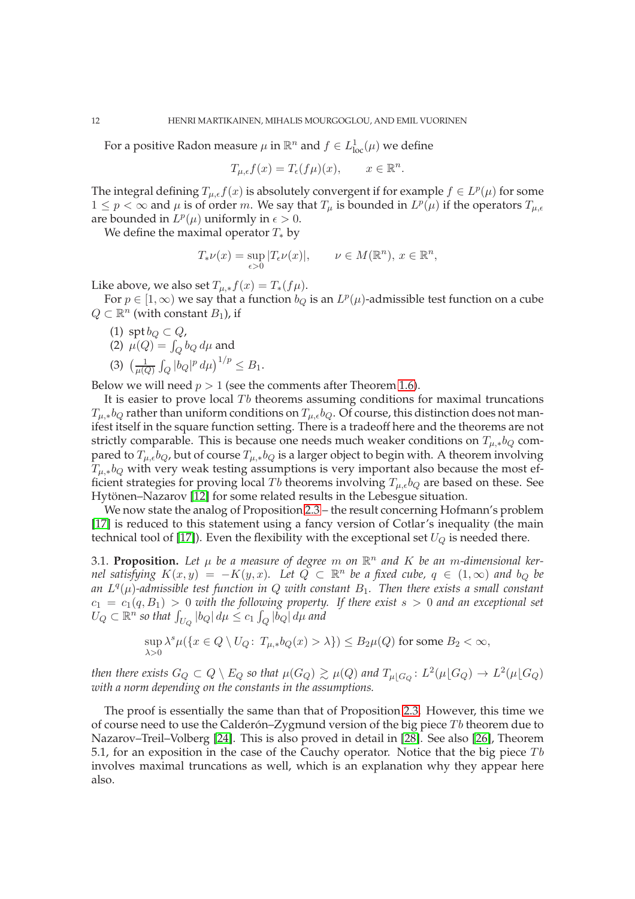For a positive Radon measure $\mu$ in $\mathbb{R}^n$ and $f \in L^1_{\text{loc}}(\mu)$ we define

$$T_{\mu,\epsilon} f(x) = T_\epsilon(f\mu)(x), \qquad x \in \mathbb{R}^n.$$

The integral defining $T_{\mu,\epsilon} f(x)$ is absolutely convergent if for example $f \in L^p(\mu)$ for some $1 \le p < \infty$ and $\mu$ is of order $m$. We say that $T_\mu$ is bounded in $L^p(\mu)$ if the operators $T_{\mu,\epsilon}$ are bounded in $L^p(\mu)$ uniformly in $\epsilon > 0$.

We define the maximal operator $T_*$ by

$$T_*\nu(x) = \sup_{\epsilon > 0} |T_\epsilon \nu(x)|, \qquad \nu \in M(\mathbb{R}^n),\, x \in \mathbb{R}^n,$$

Like above, we also set $T_{\mu,*} f(x) = T_*(f\mu)$.

For $p \in [1, \infty)$ we say that a function $b_Q$ is an $L^p(\mu)$-admissible test function on a cube $Q \subset \mathbb{R}^n$ (with constant $B_1$), if

(1) $\operatorname{spt} b_Q \subset Q$,
(2) $\mu(Q) = \int_Q b_Q \, d\mu$ and
(3) $\big(\frac{1}{\mu(Q)} \int_Q |b_Q|^p \, d\mu\big)^{1/p} \le B_1$.

Below we will need $p > 1$ (see the comments after Theorem 1.6).

It is easier to prove local $Tb$ theorems assuming conditions for maximal truncations $T_{\mu,*} b_Q$ rather than uniform conditions on $T_{\mu,\epsilon} b_Q$. Of course, this distinction does not manifest itself in the square function setting. There is a tradeoff here and the theorems are not strictly comparable. This is because one needs much weaker conditions on $T_{\mu,*} b_Q$ compared to $T_{\mu,\epsilon} b_Q$, but of course $T_{\mu,*} b_Q$ is a larger object to begin with. A theorem involving $T_{\mu,*} b_Q$ with very weak testing assumptions is very important also because the most efficient strategies for proving local $Tb$ theorems involving $T_{\mu,\epsilon} b_Q$ are based on these. See Hytönen–Nazarov [12] for some related results in the Lebesgue situation.

We now state the analog of Proposition 2.3 – the result concerning Hofmann's problem [17] is reduced to this statement using a fancy version of Cotlar's inequality (the main technical tool of [17]). Even the flexibility with the exceptional set $U_Q$ is needed there.

3.1. **Proposition.** *Let $\mu$ be a measure of degree $m$ on $\mathbb{R}^n$ and $K$ be an $m$-dimensional kernel satisfying $K(x, y) = -K(y, x)$. Let $Q \subset \mathbb{R}^n$ be a fixed cube, $q \in (1, \infty)$ and $b_Q$ be an $L^q(\mu)$-admissible test function in $Q$ with constant $B_1$. Then there exists a small constant $c_1 = c_1(q, B_1) > 0$ with the following property. If there exist $s > 0$ and an exceptional set $U_Q \subset \mathbb{R}^n$ so that $\int_{U_Q} |b_Q| \, d\mu \le c_1 \int_Q |b_Q| \, d\mu$ and*

$$\sup_{\lambda > 0} \lambda^s \mu(\{x \in Q \setminus U_Q \colon T_{\mu,*} b_Q(x) > \lambda\}) \le B_2 \mu(Q) \text{ for some } B_2 < \infty,$$

*then there exists $G_Q \subset Q \setminus E_Q$ so that $\mu(G_Q) \gtrsim \mu(Q)$ and $T_{\mu\lfloor G_Q} \colon L^2(\mu\lfloor G_Q) \to L^2(\mu\lfloor G_Q)$ with a norm depending on the constants in the assumptions.*

The proof is essentially the same than that of Proposition 2.3. However, this time we of course need to use the Calderón–Zygmund version of the big piece $Tb$ theorem due to Nazarov–Treil–Volberg [24]. This is also proved in detail in [28]. See also [26], Theorem 5.1, for an exposition in the case of the Cauchy operator. Notice that the big piece $Tb$ involves maximal truncations as well, which is an explanation why they appear here also.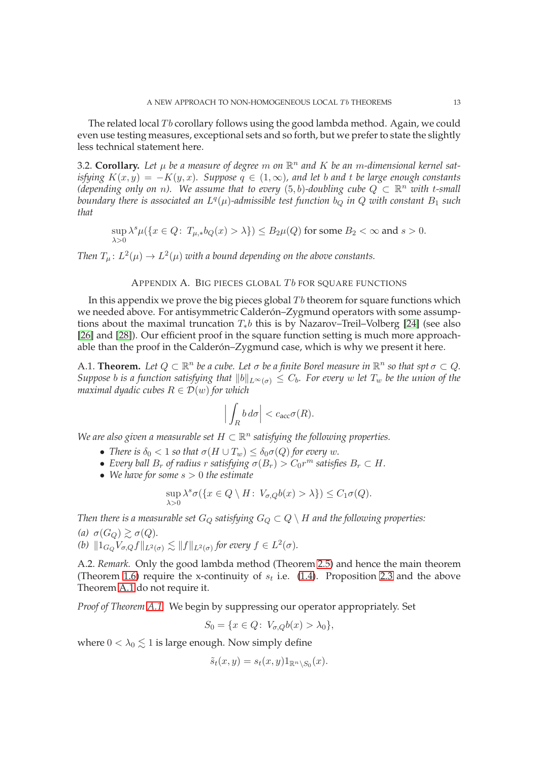The related local $Tb$ corollary follows using the good lambda method. Again, we could even use testing measures, exceptional sets and so forth, but we prefer to state the slightly less technical statement here.

3.2. **Corollary.** *Let $\mu$ be a measure of degree $m$ on $\mathbb{R}^n$ and $K$ be an $m$-dimensional kernel satisfying $K(x,y) = -K(y,x)$. Suppose $q \in (1,\infty)$, and let $b$ and $t$ be large enough constants (depending only on $n$). We assume that to every $(5,b)$-doubling cube $Q \subset \mathbb{R}^n$ with $t$-small boundary there is associated an $L^q(\mu)$-admissible test function $b_Q$ in $Q$ with constant $B_1$ such that*

$$\sup_{\lambda>0} \lambda^s \mu(\{x \in Q\colon\, T_{\mu,*}b_Q(x) > \lambda\}) \le B_2\mu(Q) \text{ for some } B_2 < \infty \text{ and } s > 0.$$

*Then $T_\mu\colon L^2(\mu) \to L^2(\mu)$ with a bound depending on the above constants.*

## Appendix A. Big pieces global $Tb$ for square functions

In this appendix we prove the big pieces global $Tb$ theorem for square functions which we needed above. For antisymmetric Calderón–Zygmund operators with some assumptions about the maximal truncation $T_*b$ this is by Nazarov–Treil–Volberg [24] (see also [26] and [28]). Our efficient proof in the square function setting is much more approachable than the proof in the Calderón–Zygmund case, which is why we present it here.

A.1. **Theorem.** *Let $Q \subset \mathbb{R}^n$ be a cube. Let $\sigma$ be a finite Borel measure in $\mathbb{R}^n$ so that $\operatorname{spt}\sigma \subset Q$. Suppose $b$ is a function satisfying that $\|b\|_{L^\infty(\sigma)} \le C_b$. For every $w$ let $T_w$ be the union of the maximal dyadic cubes $R \in \mathcal{D}(w)$ for which*

$$\Big| \int_R b\, d\sigma \Big| < c_{\text{acc}}\sigma(R).$$

*We are also given a measurable set $H \subset \mathbb{R}^n$ satisfying the following properties.*

- *There is $\delta_0 < 1$ so that $\sigma(H \cup T_w) \le \delta_0\sigma(Q)$ for every $w$.*
- *Every ball $B_r$ of radius $r$ satisfying $\sigma(B_r) > C_0 r^m$ satisfies $B_r \subset H$.*
- *We have for some $s > 0$ the estimate*

$$\sup_{\lambda>0} \lambda^s \sigma(\{x \in Q \setminus H\colon\, V_{\sigma,Q}b(x) > \lambda\}) \le C_1\sigma(Q).$$

*Then there is a measurable set $G_Q$ satisfying $G_Q \subset Q \setminus H$ and the following properties:*
*(a) $\sigma(G_Q) \gtrsim \sigma(Q)$.*
*(b) $\|1_{G_Q} V_{\sigma,Q} f\|_{L^2(\sigma)} \lesssim \|f\|_{L^2(\sigma)}$ for every $f \in L^2(\sigma)$.*

A.2. *Remark.* Only the good lambda method (Theorem 2.5) and hence the main theorem (Theorem 1.6) require the x-continuity of $s_t$ i.e. (1.4). Proposition 2.3 and the above Theorem A.1 do not require it.

*Proof of Theorem A.1.* We begin by suppressing our operator appropriately. Set

$$S_0 = \{x \in Q\colon\, V_{\sigma,Q}b(x) > \lambda_0\},$$

where $0 < \lambda_0 \lesssim 1$ is large enough. Now simply define

$$\tilde{s}_t(x,y) = s_t(x,y)1_{\mathbb{R}^n \setminus S_0}(x).$$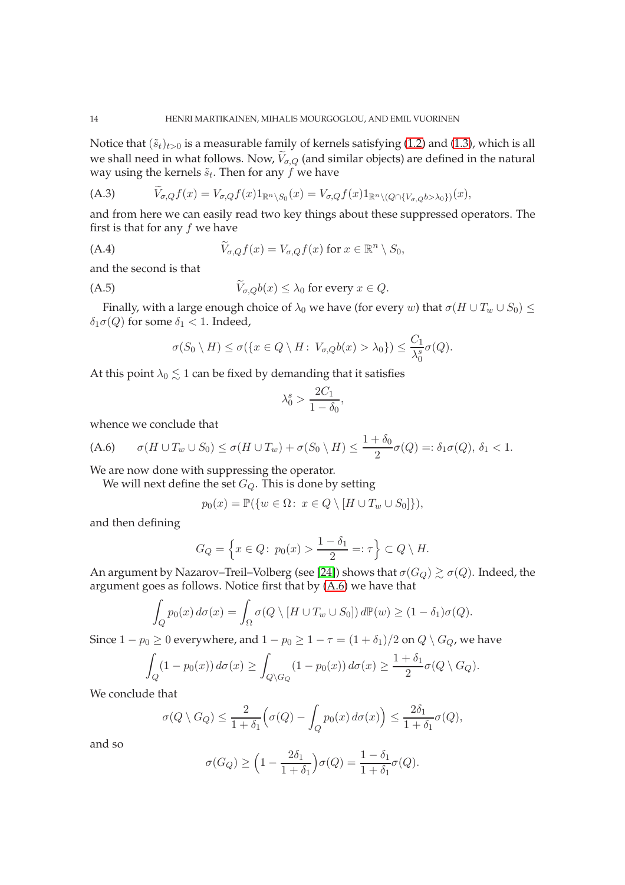Notice that $(\tilde{s}_t)_{t>0}$ is a measurable family of kernels satisfying (1.2) and (1.3), which is all we shall need in what follows. Now, $\widetilde{V}_{\sigma,Q}$ (and similar objects) are defined in the natural way using the kernels $\tilde{s}_t$. Then for any $f$ we have

$$\widetilde{V}_{\sigma,Q}f(x) = V_{\sigma,Q}f(x)1_{\mathbb{R}^n\setminus S_0}(x) = V_{\sigma,Q}f(x)1_{\mathbb{R}^n\setminus (Q\cap\{V_{\sigma,Q}b>\lambda_0\})}(x), \tag{A.3}$$

and from here we can easily read two key things about these suppressed operators. The first is that for any $f$ we have

$$\widetilde{V}_{\sigma,Q}f(x) = V_{\sigma,Q}f(x) \text{ for } x \in \mathbb{R}^n \setminus S_0, \tag{A.4}$$

and the second is that

$$\widetilde{V}_{\sigma,Q}b(x) \le \lambda_0 \text{ for every } x \in Q. \tag{A.5}$$

Finally, with a large enough choice of $\lambda_0$ we have (for every $w$) that $\sigma(H \cup T_w \cup S_0) \le \delta_1\sigma(Q)$ for some $\delta_1 < 1$. Indeed,

$$\sigma(S_0 \setminus H) \le \sigma(\{x \in Q \setminus H \colon\, V_{\sigma,Q}b(x) > \lambda_0\}) \le \frac{C_1}{\lambda_0^s}\sigma(Q).$$

At this point $\lambda_0 \lesssim 1$ can be fixed by demanding that it satisfies

$$\lambda_0^s > \frac{2C_1}{1-\delta_0},$$

whence we conclude that

$$\sigma(H \cup T_w \cup S_0) \le \sigma(H \cup T_w) + \sigma(S_0 \setminus H) \le \frac{1+\delta_0}{2}\sigma(Q) =: \delta_1\sigma(Q),\ \delta_1 < 1. \tag{A.6}$$

We are now done with suppressing the operator.

We will next define the set $G_Q$. This is done by setting

$$p_0(x) = \mathbb{P}(\{w \in \Omega \colon\, x \in Q \setminus [H \cup T_w \cup S_0]\}),$$

and then defining

$$G_Q = \Big\{x \in Q \colon\, p_0(x) > \frac{1-\delta_1}{2} =: \tau\Big\} \subset Q \setminus H.$$

An argument by Nazarov–Treil–Volberg (see [24]) shows that $\sigma(G_Q) \gtrsim \sigma(Q)$. Indeed, the argument goes as follows. Notice first that by (A.6) we have that

$$\int_Q p_0(x)\,d\sigma(x) = \int_\Omega \sigma(Q \setminus [H \cup T_w \cup S_0])\,d\mathbb{P}(w) \ge (1-\delta_1)\sigma(Q).$$

Since $1 - p_0 \ge 0$ everywhere, and $1 - p_0 \ge 1 - \tau = (1+\delta_1)/2$ on $Q \setminus G_Q$, we have

$$\int_Q (1-p_0(x))\,d\sigma(x) \ge \int_{Q\setminus G_Q} (1-p_0(x))\,d\sigma(x) \ge \frac{1+\delta_1}{2}\sigma(Q \setminus G_Q).$$

We conclude that

$$\sigma(Q \setminus G_Q) \le \frac{2}{1+\delta_1}\Big(\sigma(Q) - \int_Q p_0(x)\,d\sigma(x)\Big) \le \frac{2\delta_1}{1+\delta_1}\sigma(Q),$$

and so

$$\sigma(G_Q) \ge \Big(1 - \frac{2\delta_1}{1+\delta_1}\Big)\sigma(Q) = \frac{1-\delta_1}{1+\delta_1}\sigma(Q).$$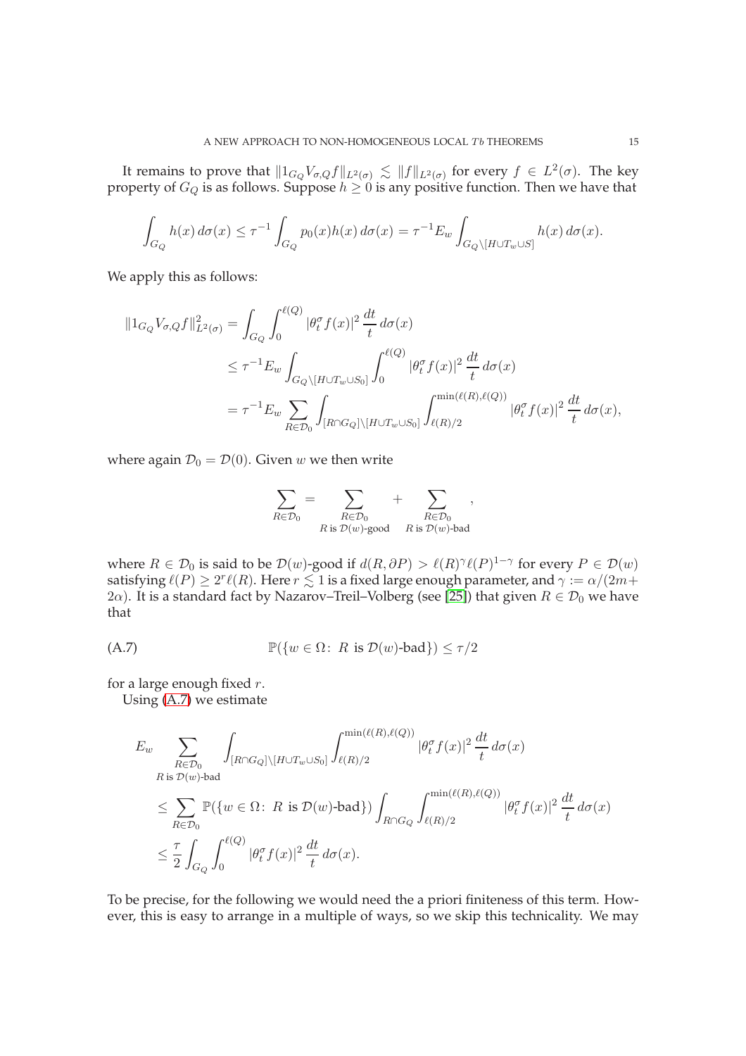It remains to prove that $\|1_{G_Q} V_{\sigma,Q} f\|_{L^2(\sigma)} \lesssim \|f\|_{L^2(\sigma)}$ for every $f \in L^2(\sigma)$. The key property of $G_Q$ is as follows. Suppose $h \geq 0$ is any positive function. Then we have that

$$\int_{G_Q} h(x)\, d\sigma(x) \leq \tau^{-1} \int_{G_Q} p_0(x) h(x)\, d\sigma(x) = \tau^{-1} E_w \int_{G_Q \setminus [H \cup T_w \cup S]} h(x)\, d\sigma(x).$$

We apply this as follows:

$$\begin{aligned}
\|1_{G_Q} V_{\sigma,Q} f\|_{L^2(\sigma)}^2 &= \int_{G_Q} \int_0^{\ell(Q)} |\theta_t^\sigma f(x)|^2 \frac{dt}{t}\, d\sigma(x) \\
&\leq \tau^{-1} E_w \int_{G_Q \setminus [H \cup T_w \cup S_0]} \int_0^{\ell(Q)} |\theta_t^\sigma f(x)|^2 \frac{dt}{t}\, d\sigma(x) \\
&= \tau^{-1} E_w \sum_{R \in \mathcal{D}_0} \int_{[R \cap G_Q] \setminus [H \cup T_w \cup S_0]} \int_{\ell(R)/2}^{\min(\ell(R), \ell(Q))} |\theta_t^\sigma f(x)|^2 \frac{dt}{t}\, d\sigma(x),
\end{aligned}$$

where again $\mathcal{D}_0 = \mathcal{D}(0)$. Given $w$ we then write

$$\sum_{R \in \mathcal{D}_0} = \sum_{\substack{R \in \mathcal{D}_0 \\ R \text{ is } \mathcal{D}(w)\text{-good}}} + \sum_{\substack{R \in \mathcal{D}_0 \\ R \text{ is } \mathcal{D}(w)\text{-bad}}},$$

where $R \in \mathcal{D}_0$ is said to be $\mathcal{D}(w)$-good if $d(R, \partial P) > \ell(R)^\gamma \ell(P)^{1-\gamma}$ for every $P \in \mathcal{D}(w)$ satisfying $\ell(P) \geq 2^r \ell(R)$. Here $r \lesssim 1$ is a fixed large enough parameter, and $\gamma := \alpha/(2m + 2\alpha)$. It is a standard fact by Nazarov–Treil–Volberg (see [25]) that given $R \in \mathcal{D}_0$ we have that

$$\mathbb{P}(\{w \in \Omega \colon\ R \text{ is } \mathcal{D}(w)\text{-bad}\}) \leq \tau/2 \tag{A.7}$$

for a large enough fixed $r$.

Using (A.7) we estimate

$$\begin{aligned}
&E_w \sum_{\substack{R \in \mathcal{D}_0 \\ R \text{ is } \mathcal{D}(w)\text{-bad}}} \int_{[R \cap G_Q] \setminus [H \cup T_w \cup S_0]} \int_{\ell(R)/2}^{\min(\ell(R), \ell(Q))} |\theta_t^\sigma f(x)|^2 \frac{dt}{t}\, d\sigma(x) \\
&\leq \sum_{R \in \mathcal{D}_0} \mathbb{P}(\{w \in \Omega \colon\ R \text{ is } \mathcal{D}(w)\text{-bad}\}) \int_{R \cap G_Q} \int_{\ell(R)/2}^{\min(\ell(R), \ell(Q))} |\theta_t^\sigma f(x)|^2 \frac{dt}{t}\, d\sigma(x) \\
&\leq \frac{\tau}{2} \int_{G_Q} \int_0^{\ell(Q)} |\theta_t^\sigma f(x)|^2 \frac{dt}{t}\, d\sigma(x).
\end{aligned}$$

To be precise, for the following we would need the a priori finiteness of this term. However, this is easy to arrange in a multiple of ways, so we skip this technicality. We may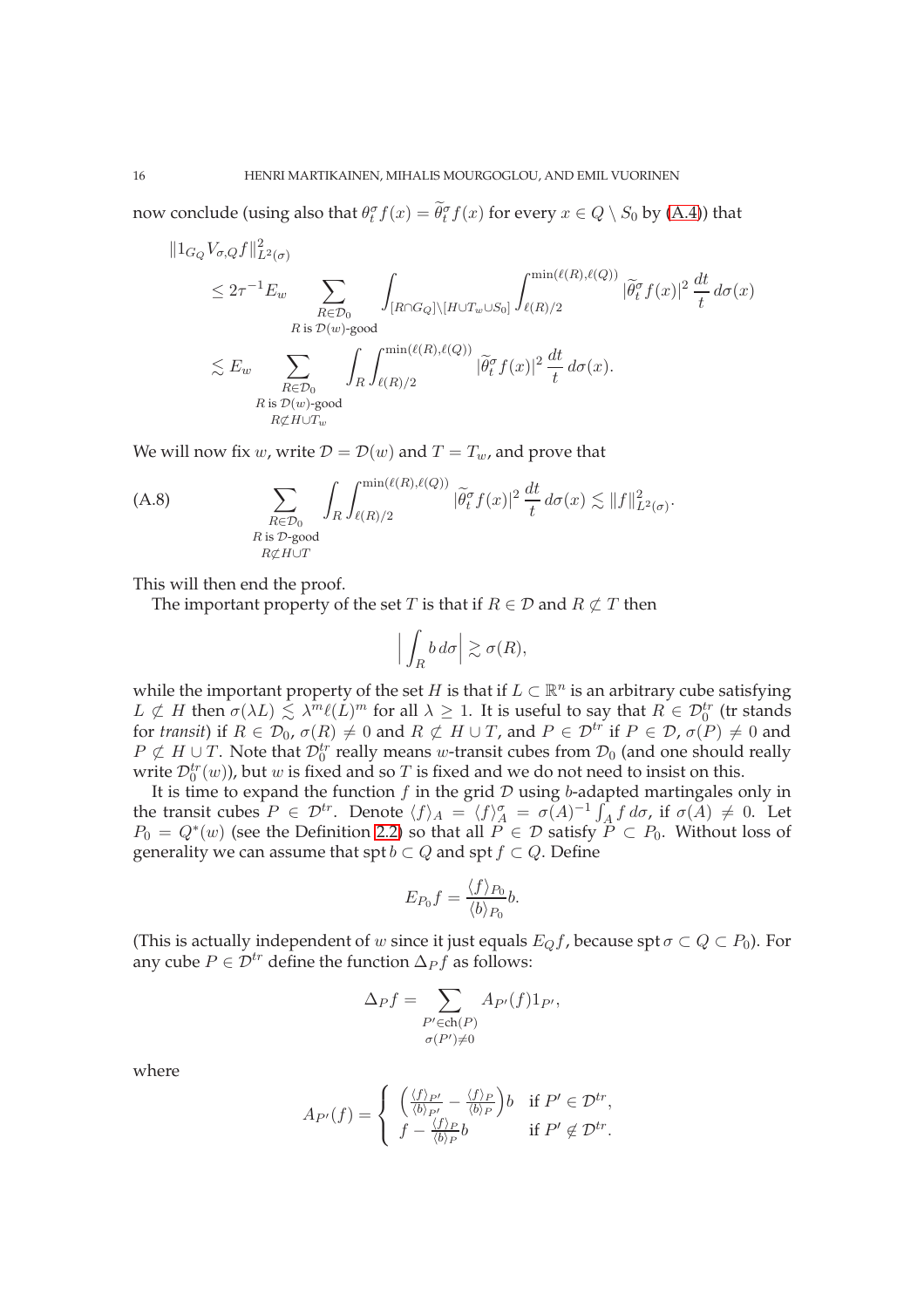now conclude (using also that $\theta_t^\sigma f(x) = \widetilde{\theta}_t^\sigma f(x)$ for every $x \in Q \setminus S_0$ by (A.4)) that

$$
\begin{aligned}
&\|1_{G_Q} V_{\sigma,Q} f\|_{L^2(\sigma)}^2 \\
&\quad \le 2\tau^{-1} E_w \sum_{\substack{R \in \mathcal{D}_0 \\ R \text{ is } \mathcal{D}(w)\text{-good}}} \int_{[R \cap G_Q] \setminus [H \cup T_w \cup S_0]} \int_{\ell(R)/2}^{\min(\ell(R),\ell(Q))} |\widetilde{\theta}_t^\sigma f(x)|^2 \, \frac{dt}{t} \, d\sigma(x) \\
&\quad \lesssim E_w \sum_{\substack{R \in \mathcal{D}_0 \\ R \text{ is } \mathcal{D}(w)\text{-good} \\ R \not\subset H \cup T_w}} \int_R \int_{\ell(R)/2}^{\min(\ell(R),\ell(Q))} |\widetilde{\theta}_t^\sigma f(x)|^2 \, \frac{dt}{t} \, d\sigma(x).
\end{aligned}
$$

We will now fix $w$, write $\mathcal{D} = \mathcal{D}(w)$ and $T = T_w$, and prove that

$$
\text{(A.8)} \qquad \sum_{\substack{R \in \mathcal{D}_0 \\ R \text{ is } \mathcal{D}\text{-good} \\ R \not\subset H \cup T}} \int_R \int_{\ell(R)/2}^{\min(\ell(R),\ell(Q))} |\widetilde{\theta}_t^\sigma f(x)|^2 \, \frac{dt}{t} \, d\sigma(x) \lesssim \|f\|_{L^2(\sigma)}^2.
$$

This will then end the proof.

The important property of the set $T$ is that if $R \in \mathcal{D}$ and $R \not\subset T$ then

$$
\Big| \int_R b \, d\sigma \Big| \gtrsim \sigma(R),
$$

while the important property of the set $H$ is that if $L \subset \mathbb{R}^n$ is an arbitrary cube satisfying $L \not\subset H$ then $\sigma(\lambda L) \lesssim \lambda^m \ell(L)^m$ for all $\lambda \ge 1$. It is useful to say that $R \in \mathcal{D}_0^{tr}$ (tr stands for *transit*) if $R \in \mathcal{D}_0$, $\sigma(R) \neq 0$ and $R \not\subset H \cup T$, and $P \in \mathcal{D}^{tr}$ if $P \in \mathcal{D}$, $\sigma(P) \neq 0$ and $P \not\subset H \cup T$. Note that $\mathcal{D}_0^{tr}$ really means $w$-transit cubes from $\mathcal{D}_0$ (and one should really write $\mathcal{D}_0^{tr}(w)$), but $w$ is fixed and so $T$ is fixed and we do not need to insist on this.

It is time to expand the function $f$ in the grid $\mathcal{D}$ using $b$-adapted martingales only in the transit cubes $P \in \mathcal{D}^{tr}$. Denote $\langle f \rangle_A = \langle f \rangle_A^\sigma = \sigma(A)^{-1} \int_A f \, d\sigma$, if $\sigma(A) \neq 0$. Let $P_0 = Q^*(w)$ (see the Definition 2.2) so that all $P \in \mathcal{D}$ satisfy $P \subset P_0$. Without loss of generality we can assume that $\operatorname{spt} b \subset Q$ and $\operatorname{spt} f \subset Q$. Define

$$
E_{P_0} f = \frac{\langle f \rangle_{P_0}}{\langle b \rangle_{P_0}} b.
$$

(This is actually independent of $w$ since it just equals $E_Q f$, because $\operatorname{spt} \sigma \subset Q \subset P_0$). For any cube $P \in \mathcal{D}^{tr}$ define the function $\Delta_P f$ as follows:

$$
\Delta_P f = \sum_{\substack{P' \in \operatorname{ch}(P) \\ \sigma(P') \neq 0}} A_{P'}(f) 1_{P'},
$$

where

$$
A_{P'}(f) = \begin{cases} \Big( \frac{\langle f \rangle_{P'}}{\langle b \rangle_{P'}} - \frac{\langle f \rangle_P}{\langle b \rangle_P} \Big) b & \text{if } P' \in \mathcal{D}^{tr}, \\ f - \frac{\langle f \rangle_P}{\langle b \rangle_P} b & \text{if } P' \notin \mathcal{D}^{tr}. \end{cases}
$$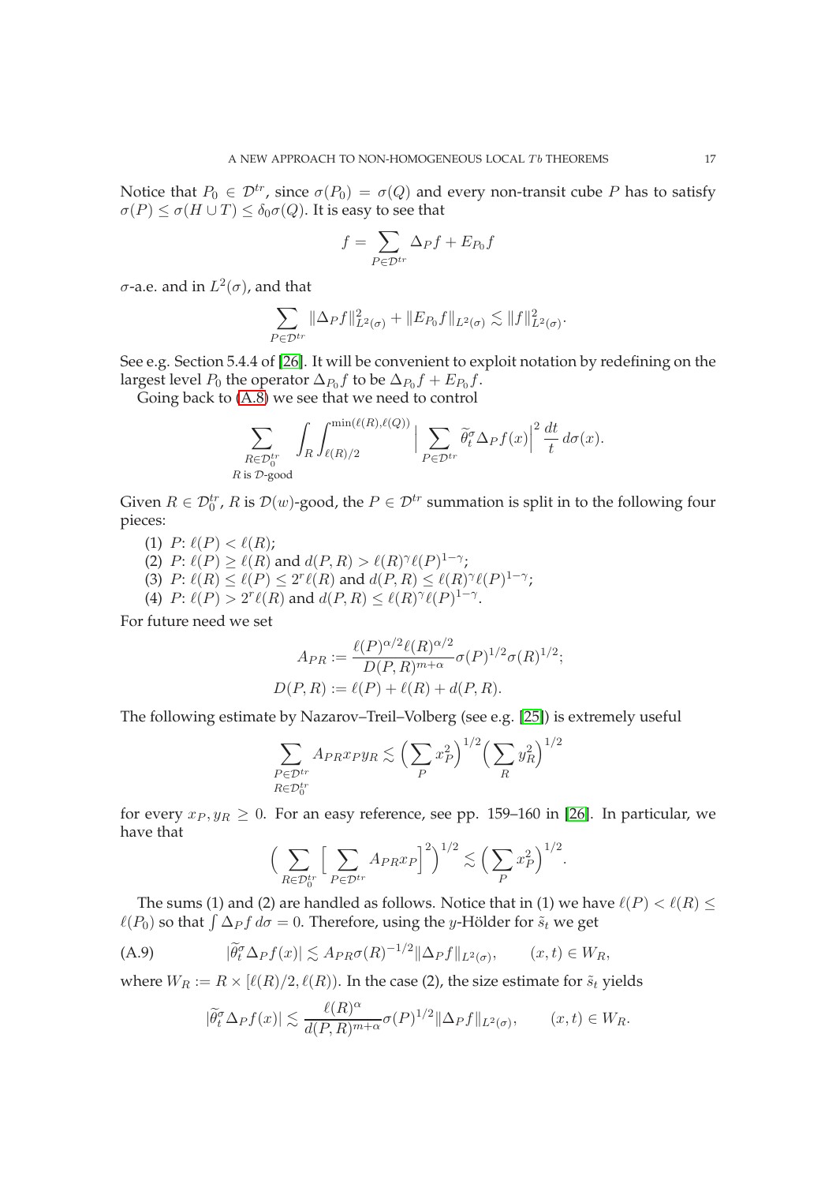Notice that $P_0 \in \mathcal{D}^{tr}$, since $\sigma(P_0) = \sigma(Q)$ and every non-transit cube $P$ has to satisfy $\sigma(P) \le \sigma(H \cup T) \le \delta_0 \sigma(Q)$. It is easy to see that

$$f = \sum_{P \in \mathcal{D}^{tr}} \Delta_P f + E_{P_0} f$$

$\sigma$-a.e. and in $L^2(\sigma)$, and that

$$\sum_{P \in \mathcal{D}^{tr}} \|\Delta_P f\|_{L^2(\sigma)}^2 + \|E_{P_0} f\|_{L^2(\sigma)} \lesssim \|f\|_{L^2(\sigma)}^2.$$

See e.g. Section 5.4.4 of [26]. It will be convenient to exploit notation by redefining on the largest level $P_0$ the operator $\Delta_{P_0} f$ to be $\Delta_{P_0} f + E_{P_0} f$.

Going back to (A.8) we see that we need to control

$$\sum_{\substack{R \in \mathcal{D}_0^{tr} \\ R \text{ is } \mathcal{D}\text{-good}}} \int_R \int_{\ell(R)/2}^{\min(\ell(R), \ell(Q))} \Big| \sum_{P \in \mathcal{D}^{tr}} \widetilde{\theta}_t^\sigma \Delta_P f(x) \Big|^2 \frac{dt}{t} \, d\sigma(x).$$

Given $R \in \mathcal{D}_0^{tr}$, $R$ is $\mathcal{D}(w)$-good, the $P \in \mathcal{D}^{tr}$ summation is split in to the following four pieces:

1. $P$: $\ell(P) < \ell(R)$;
2. $P$: $\ell(P) \ge \ell(R)$ and $d(P,R) > \ell(R)^\gamma \ell(P)^{1-\gamma}$;
3. $P$: $\ell(R) \le \ell(P) \le 2^r \ell(R)$ and $d(P,R) \le \ell(R)^\gamma \ell(P)^{1-\gamma}$;
4. $P$: $\ell(P) > 2^r \ell(R)$ and $d(P,R) \le \ell(R)^\gamma \ell(P)^{1-\gamma}$.

For future need we set

$$A_{PR} := \frac{\ell(P)^{\alpha/2} \ell(R)^{\alpha/2}}{D(P,R)^{m+\alpha}} \sigma(P)^{1/2} \sigma(R)^{1/2};$$
$$D(P,R) := \ell(P) + \ell(R) + d(P,R).$$

The following estimate by Nazarov–Treil–Volberg (see e.g. [25]) is extremely useful

$$\sum_{\substack{P \in \mathcal{D}^{tr} \\ R \in \mathcal{D}_0^{tr}}} A_{PR} x_P y_R \lesssim \Big( \sum_P x_P^2 \Big)^{1/2} \Big( \sum_R y_R^2 \Big)^{1/2}$$

for every $x_P, y_R \ge 0$. For an easy reference, see pp. 159–160 in [26]. In particular, we have that

$$\Big( \sum_{R \in \mathcal{D}_0^{tr}} \Big[ \sum_{P \in \mathcal{D}^{tr}} A_{PR} x_P \Big]^2 \Big)^{1/2} \lesssim \Big( \sum_P x_P^2 \Big)^{1/2}.$$

The sums (1) and (2) are handled as follows. Notice that in (1) we have $\ell(P) < \ell(R) \le \ell(P_0)$ so that $\int \Delta_P f \, d\sigma = 0$. Therefore, using the $y$-Hölder for $\tilde{s}_t$ we get

$$|\widetilde{\theta}_t^\sigma \Delta_P f(x)| \lesssim A_{PR} \sigma(R)^{-1/2} \|\Delta_P f\|_{L^2(\sigma)}, \qquad (x,t) \in W_R, \tag{A.9}$$

where $W_R := R \times [\ell(R)/2, \ell(R))$. In the case (2), the size estimate for $\tilde{s}_t$ yields

$$|\widetilde{\theta}_t^\sigma \Delta_P f(x)| \lesssim \frac{\ell(R)^\alpha}{d(P,R)^{m+\alpha}} \sigma(P)^{1/2} \|\Delta_P f\|_{L^2(\sigma)}, \qquad (x,t) \in W_R.$$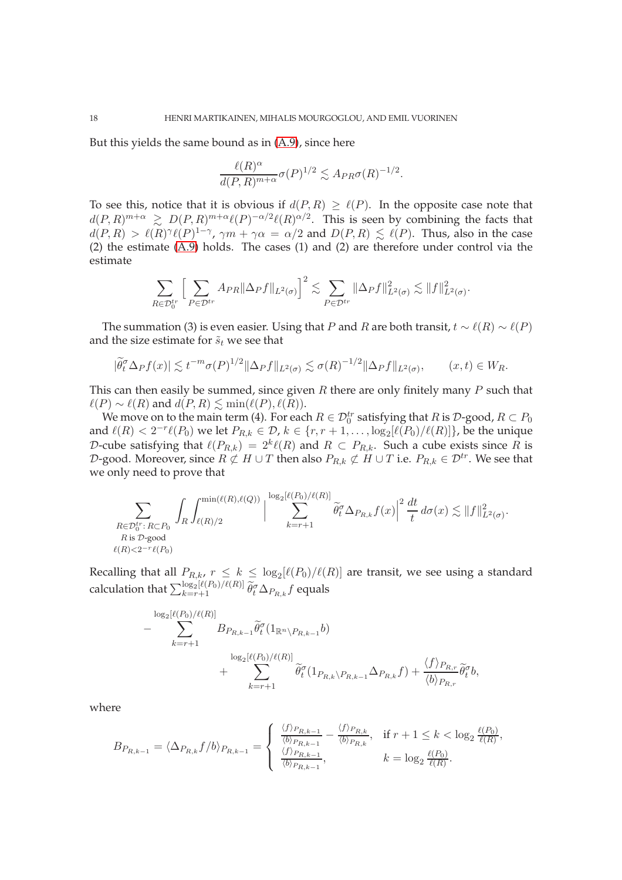But this yields the same bound as in (A.9), since here

$$\frac{\ell(R)^\alpha}{d(P,R)^{m+\alpha}}\sigma(P)^{1/2} \lesssim A_{PR}\sigma(R)^{-1/2}.$$

To see this, notice that it is obvious if $d(P,R) \ge \ell(P)$. In the opposite case note that $d(P,R)^{m+\alpha} \gtrsim D(P,R)^{m+\alpha}\ell(P)^{-\alpha/2}\ell(R)^{\alpha/2}$. This is seen by combining the facts that $d(P,R) > \ell(R)^\gamma \ell(P)^{1-\gamma}$, $\gamma m + \gamma\alpha = \alpha/2$ and $D(P,R) \lesssim \ell(P)$. Thus, also in the case (2) the estimate (A.9) holds. The cases (1) and (2) are therefore under control via the estimate

$$\sum_{R\in\mathcal{D}_0^{tr}} \Big[\sum_{P\in\mathcal{D}^{tr}} A_{PR}\|\Delta_P f\|_{L^2(\sigma)}\Big]^2 \lesssim \sum_{P\in\mathcal{D}^{tr}} \|\Delta_P f\|_{L^2(\sigma)}^2 \lesssim \|f\|_{L^2(\sigma)}^2.$$

The summation (3) is even easier. Using that $P$ and $R$ are both transit, $t \sim \ell(R) \sim \ell(P)$ and the size estimate for $\tilde{s}_t$ we see that

$$|\widetilde{\theta}_t^\sigma \Delta_P f(x)| \lesssim t^{-m}\sigma(P)^{1/2}\|\Delta_P f\|_{L^2(\sigma)} \lesssim \sigma(R)^{-1/2}\|\Delta_P f\|_{L^2(\sigma)}, \qquad (x,t)\in W_R.$$

This can then easily be summed, since given $R$ there are only finitely many $P$ such that $\ell(P)\sim\ell(R)$ and $d(P,R)\lesssim \min(\ell(P),\ell(R))$.

We move on to the main term (4). For each $R\in\mathcal{D}_0^{tr}$ satisfying that $R$ is $\mathcal{D}$-good, $R\subset P_0$ and $\ell(R) < 2^{-r}\ell(P_0)$ we let $P_{R,k}\in\mathcal{D}$, $k\in\{r,r+1,\ldots,\log_2[\ell(P_0)/\ell(R)]\}$, be the unique $\mathcal{D}$-cube satisfying that $\ell(P_{R,k}) = 2^k\ell(R)$ and $R\subset P_{R,k}$. Such a cube exists since $R$ is $\mathcal{D}$-good. Moreover, since $R\not\subset H\cup T$ then also $P_{R,k}\not\subset H\cup T$ i.e. $P_{R,k}\in\mathcal{D}^{tr}$. We see that we only need to prove that

$$\sum_{\substack{R\in\mathcal{D}_0^{tr}\colon R\subset P_0\\ R\text{ is }\mathcal{D}\text{-good}\\ \ell(R)<2^{-r}\ell(P_0)}} \int_R\int_{\ell(R)/2}^{\min(\ell(R),\ell(Q))}\Big|\sum_{k=r+1}^{\log_2[\ell(P_0)/\ell(R)]}\widetilde{\theta}_t^\sigma\Delta_{P_{R,k}}f(x)\Big|^2\,\frac{dt}{t}\,d\sigma(x) \lesssim \|f\|_{L^2(\sigma)}^2.$$

Recalling that all $P_{R,k}$, $r\le k\le \log_2[\ell(P_0)/\ell(R)]$ are transit, we see using a standard calculation that $\sum_{k=r+1}^{\log_2[\ell(P_0)/\ell(R)]}\widetilde{\theta}_t^\sigma\Delta_{P_{R,k}}f$ equals

$$-\sum_{k=r+1}^{\log_2[\ell(P_0)/\ell(R)]} B_{P_{R,k-1}}\widetilde{\theta}_t^\sigma(1_{\mathbb{R}^n\setminus P_{R,k-1}}b) + \sum_{k=r+1}^{\log_2[\ell(P_0)/\ell(R)]}\widetilde{\theta}_t^\sigma(1_{P_{R,k}\setminus P_{R,k-1}}\Delta_{P_{R,k}}f) + \frac{\langle f\rangle_{P_{R,r}}}{\langle b\rangle_{P_{R,r}}}\widetilde{\theta}_t^\sigma b,$$

where

$$B_{P_{R,k-1}} = \langle \Delta_{P_{R,k}}f/b\rangle_{P_{R,k-1}} = \begin{cases} \dfrac{\langle f\rangle_{P_{R,k-1}}}{\langle b\rangle_{P_{R,k-1}}} - \dfrac{\langle f\rangle_{P_{R,k}}}{\langle b\rangle_{P_{R,k}}}, & \text{if } r+1\le k<\log_2\frac{\ell(P_0)}{\ell(R)},\\[2mm] \dfrac{\langle f\rangle_{P_{R,k-1}}}{\langle b\rangle_{P_{R,k-1}}}, & k=\log_2\frac{\ell(P_0)}{\ell(R)}.\end{cases}$$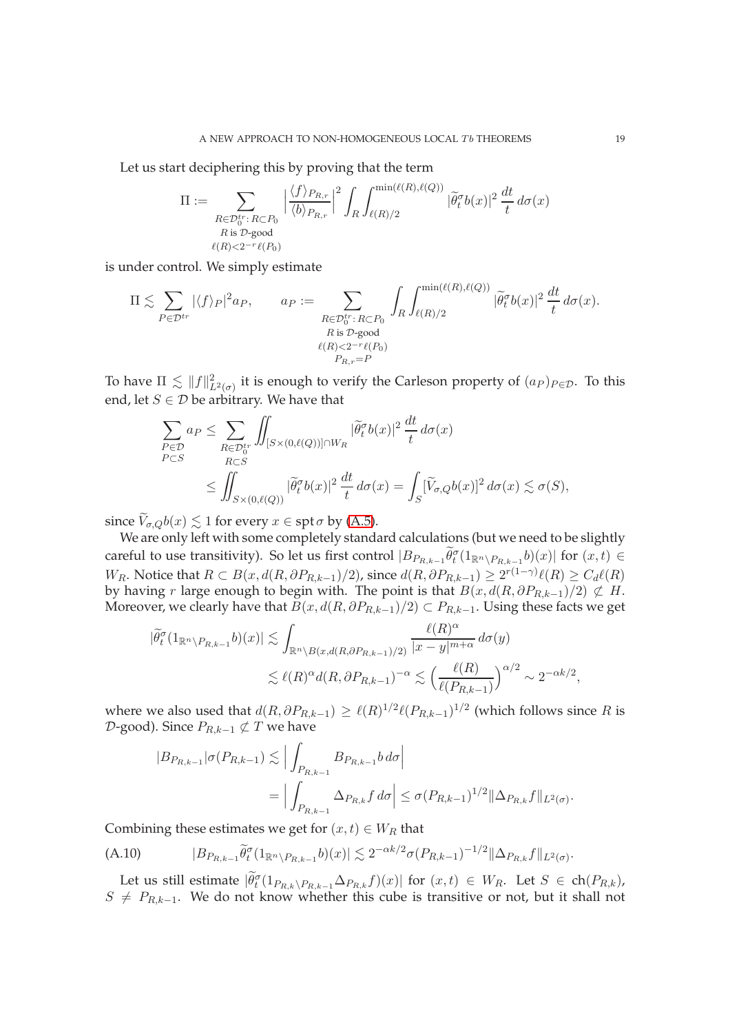Let us start deciphering this by proving that the term

$$\mathrm{II} := \sum_{\substack{R \in \mathcal{D}_0^{tr}:\, R \subset P_0 \\ R \text{ is } \mathcal{D}\text{-good} \\ \ell(R) < 2^{-r}\ell(P_0)}} \Big| \frac{\langle f \rangle_{P_{R,r}}}{\langle b \rangle_{P_{R,r}}} \Big|^2 \int_R \int_{\ell(R)/2}^{\min(\ell(R),\ell(Q))} |\widetilde{\theta}_t^\sigma b(x)|^2 \, \frac{dt}{t}\, d\sigma(x)$$

is under control. We simply estimate

$$\mathrm{II} \lesssim \sum_{P \in \mathcal{D}^{tr}} |\langle f \rangle_P|^2 a_P, \qquad a_P := \sum_{\substack{R \in \mathcal{D}_0^{tr}:\, R \subset P_0 \\ R \text{ is } \mathcal{D}\text{-good} \\ \ell(R) < 2^{-r}\ell(P_0) \\ P_{R,r} = P}} \int_R \int_{\ell(R)/2}^{\min(\ell(R),\ell(Q))} |\widetilde{\theta}_t^\sigma b(x)|^2 \, \frac{dt}{t}\, d\sigma(x).$$

To have $\mathrm{II} \lesssim \|f\|^2_{L^2(\sigma)}$ it is enough to verify the Carleson property of $(a_P)_{P \in \mathcal{D}}$. To this end, let $S \in \mathcal{D}$ be arbitrary. We have that

$$\begin{aligned}
\sum_{\substack{P \in \mathcal{D} \\ P \subset S}} a_P &\le \sum_{\substack{R \in \mathcal{D}_0^{tr} \\ R \subset S}} \iint_{[S \times (0,\ell(Q))] \cap W_R} |\widetilde{\theta}_t^\sigma b(x)|^2 \, \frac{dt}{t}\, d\sigma(x) \\
&\le \iint_{S \times (0,\ell(Q))} |\widetilde{\theta}_t^\sigma b(x)|^2 \, \frac{dt}{t}\, d\sigma(x) = \int_S [\widetilde{V}_{\sigma,Q} b(x)]^2 \, d\sigma(x) \lesssim \sigma(S),
\end{aligned}$$

since $\widetilde{V}_{\sigma,Q} b(x) \lesssim 1$ for every $x \in \operatorname{spt} \sigma$ by (A.5).

We are only left with some completely standard calculations (but we need to be slightly careful to use transitivity). So let us first control $|B_{P_{R,k-1}} \widetilde{\theta}_t^\sigma(1_{\mathbb{R}^n \setminus P_{R,k-1}} b)(x)|$ for $(x,t) \in W_R$. Notice that $R \subset B(x, d(R, \partial P_{R,k-1})/2)$, since $d(R, \partial P_{R,k-1}) \ge 2^{r(1-\gamma)}\ell(R) \ge C_d \ell(R)$ by having $r$ large enough to begin with. The point is that $B(x, d(R, \partial P_{R,k-1})/2) \not\subset H$. Moreover, we clearly have that $B(x, d(R, \partial P_{R,k-1})/2) \subset P_{R,k-1}$. Using these facts we get

$$\begin{aligned}
|\widetilde{\theta}_t^\sigma(1_{\mathbb{R}^n \setminus P_{R,k-1}} b)(x)| &\lesssim \int_{\mathbb{R}^n \setminus B(x, d(R, \partial P_{R,k-1})/2)} \frac{\ell(R)^\alpha}{|x-y|^{m+\alpha}}\, d\sigma(y) \\
&\lesssim \ell(R)^\alpha d(R, \partial P_{R,k-1})^{-\alpha} \lesssim \Big( \frac{\ell(R)}{\ell(P_{R,k-1})} \Big)^{\alpha/2} \sim 2^{-\alpha k/2},
\end{aligned}$$

where we also used that $d(R, \partial P_{R,k-1}) \ge \ell(R)^{1/2} \ell(P_{R,k-1})^{1/2}$ (which follows since $R$ is $\mathcal{D}$-good). Since $P_{R,k-1} \not\subset T$ we have

$$\begin{aligned}
|B_{P_{R,k-1}}| \sigma(P_{R,k-1}) &\lesssim \Big| \int_{P_{R,k-1}} B_{P_{R,k-1}} b \, d\sigma \Big| \\
&= \Big| \int_{P_{R,k-1}} \Delta_{P_{R,k}} f \, d\sigma \Big| \le \sigma(P_{R,k-1})^{1/2} \|\Delta_{P_{R,k}} f\|_{L^2(\sigma)}.
\end{aligned}$$

Combining these estimates we get for $(x,t) \in W_R$ that

$$|B_{P_{R,k-1}} \widetilde{\theta}_t^\sigma(1_{\mathbb{R}^n \setminus P_{R,k-1}} b)(x)| \lesssim 2^{-\alpha k/2} \sigma(P_{R,k-1})^{-1/2} \|\Delta_{P_{R,k}} f\|_{L^2(\sigma)}. \tag{A.10}$$

Let us still estimate $|\widetilde{\theta}_t^\sigma(1_{P_{R,k} \setminus P_{R,k-1}} \Delta_{P_{R,k}} f)(x)|$ for $(x,t) \in W_R$. Let $S \in \operatorname{ch}(P_{R,k})$, $S \ne P_{R,k-1}$. We do not know whether this cube is transitive or not, but it shall not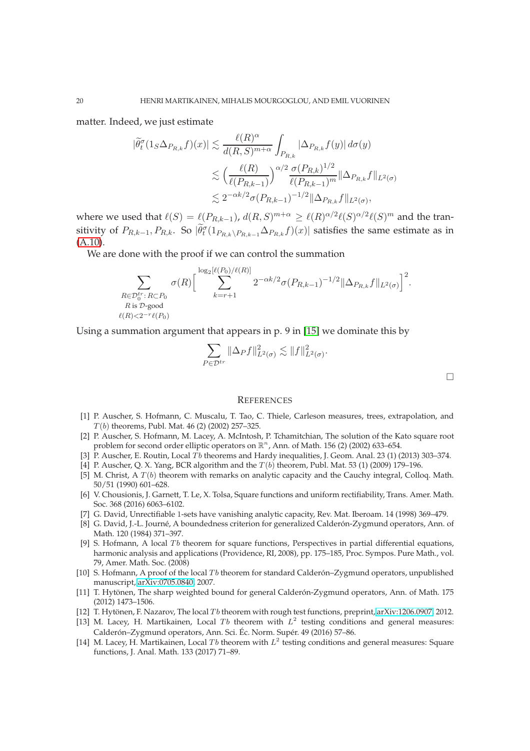matter. Indeed, we just estimate

$$
\begin{aligned}
|\widetilde{\theta}_t^\sigma(1_S \Delta_{P_{R,k}} f)(x)| &\lesssim \frac{\ell(R)^\alpha}{d(R,S)^{m+\alpha}} \int_{P_{R,k}} |\Delta_{P_{R,k}} f(y)| \, d\sigma(y) \\
&\lesssim \Big(\frac{\ell(R)}{\ell(P_{R,k-1})}\Big)^{\alpha/2} \frac{\sigma(P_{R,k})^{1/2}}{\ell(P_{R,k-1})^m} \|\Delta_{P_{R,k}} f\|_{L^2(\sigma)} \\
&\lesssim 2^{-\alpha k/2} \sigma(P_{R,k-1})^{-1/2} \|\Delta_{P_{R,k}} f\|_{L^2(\sigma)},
\end{aligned}
$$

where we used that $\ell(S) = \ell(P_{R,k-1})$, $d(R,S)^{m+\alpha} \ge \ell(R)^{\alpha/2} \ell(S)^{\alpha/2} \ell(S)^m$ and the transitivity of $P_{R,k-1}, P_{R,k}$. So $|\widetilde{\theta}_t^\sigma(1_{P_{R,k} \setminus P_{R,k-1}} \Delta_{P_{R,k}} f)(x)|$ satisfies the same estimate as in (A.10).

We are done with the proof if we can control the summation

$$
\sum_{\substack{R \in \mathcal{D}_0^{tr} \colon R \subset P_0 \\ R \text{ is } \mathcal{D}\text{-good} \\ \ell(R) < 2^{-r} \ell(P_0)}} \sigma(R) \Big[ \sum_{k=r+1}^{\log_2[\ell(P_0)/\ell(R)]} 2^{-\alpha k/2} \sigma(P_{R,k-1})^{-1/2} \|\Delta_{P_{R,k}} f\|_{L^2(\sigma)} \Big]^2.
$$

Using a summation argument that appears in p. 9 in [15] we dominate this by

$$
\sum_{P \in \mathcal{D}^{tr}} \|\Delta_P f\|_{L^2(\sigma)}^2 \lesssim \|f\|_{L^2(\sigma)}^2.
$$

□

## REFERENCES

[1] P. Auscher, S. Hofmann, C. Muscalu, T. Tao, C. Thiele, Carleson measures, trees, extrapolation, and $T(b)$ theorems, Publ. Mat. 46 (2) (2002) 257–325.

[2] P. Auscher, S. Hofmann, M. Lacey, A. McIntosh, P. Tchamitchian, The solution of the Kato square root problem for second order elliptic operators on $\mathbb{R}^n$, Ann. of Math. 156 (2) (2002) 633–654.

[3] P. Auscher, E. Routin, Local $Tb$ theorems and Hardy inequalities, J. Geom. Anal. 23 (1) (2013) 303–374.

[4] P. Auscher, Q. X. Yang, BCR algorithm and the $T(b)$ theorem, Publ. Mat. 53 (1) (2009) 179–196.

[5] M. Christ, A $T(b)$ theorem with remarks on analytic capacity and the Cauchy integral, Colloq. Math. 50/51 (1990) 601–628.

[6] V. Chousionis, J. Garnett, T. Le, X. Tolsa, Square functions and uniform rectifiability, Trans. Amer. Math. Soc. 368 (2016) 6063–6102.

[7] G. David, Unrectifiable 1-sets have vanishing analytic capacity, Rev. Mat. Iberoam. 14 (1998) 369–479.

[8] G. David, J.-L. Journé, A boundedness criterion for generalized Calderón-Zygmund operators, Ann. of Math. 120 (1984) 371–397.

[9] S. Hofmann, A local $Tb$ theorem for square functions, Perspectives in partial differential equations, harmonic analysis and applications (Providence, RI, 2008), pp. 175–185, Proc. Sympos. Pure Math., vol. 79, Amer. Math. Soc. (2008)

[10] S. Hofmann, A proof of the local $Tb$ theorem for standard Calderón–Zygmund operators, unpublished manuscript, arXiv:0705.0840, 2007.

[11] T. Hytönen, The sharp weighted bound for general Calderón-Zygmund operators, Ann. of Math. 175 (2012) 1473–1506.

[12] T. Hytönen, F. Nazarov, The local $Tb$ theorem with rough test functions, preprint, arXiv:1206.0907, 2012.

[13] M. Lacey, H. Martikainen, Local $Tb$ theorem with $L^2$ testing conditions and general measures: Calderón–Zygmund operators, Ann. Sci. Éc. Norm. Supér. 49 (2016) 57–86.

[14] M. Lacey, H. Martikainen, Local $Tb$ theorem with $L^2$ testing conditions and general measures: Square functions, J. Anal. Math. 133 (2017) 71–89.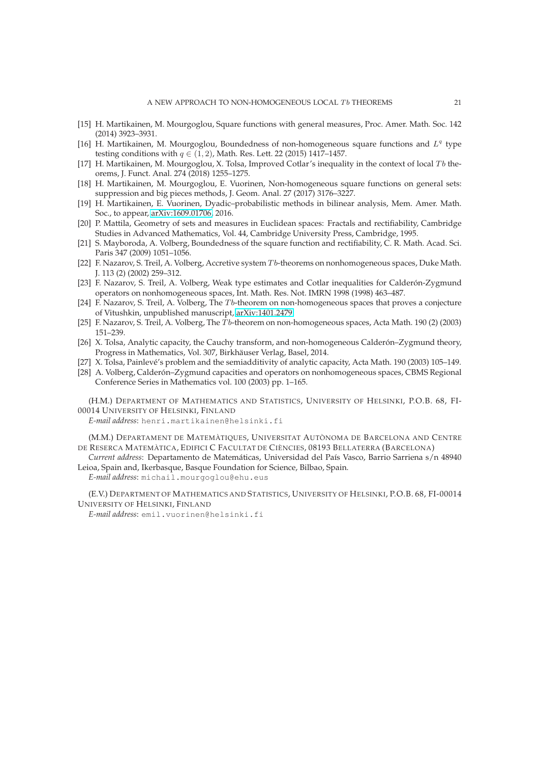[15] H. Martikainen, M. Mourgoglou, Square functions with general measures, Proc. Amer. Math. Soc. 142 (2014) 3923–3931.

[16] H. Martikainen, M. Mourgoglou, Boundedness of non-homogeneous square functions and $L^q$ type testing conditions with $q \in (1, 2)$, Math. Res. Lett. 22 (2015) 1417–1457.

[17] H. Martikainen, M. Mourgoglou, X. Tolsa, Improved Cotlar's inequality in the context of local $Tb$ theorems, J. Funct. Anal. 274 (2018) 1255–1275.

[18] H. Martikainen, M. Mourgoglou, E. Vuorinen, Non-homogeneous square functions on general sets: suppression and big pieces methods, J. Geom. Anal. 27 (2017) 3176–3227.

[19] H. Martikainen, E. Vuorinen, Dyadic–probabilistic methods in bilinear analysis, Mem. Amer. Math. Soc., to appear, arXiv:1609.01706, 2016.

[20] P. Mattila, Geometry of sets and measures in Euclidean spaces: Fractals and rectifiability, Cambridge Studies in Advanced Mathematics, Vol. 44, Cambridge University Press, Cambridge, 1995.

[21] S. Mayboroda, A. Volberg, Boundedness of the square function and rectifiability, C. R. Math. Acad. Sci. Paris 347 (2009) 1051–1056.

[22] F. Nazarov, S. Treil, A. Volberg, Accretive system $Tb$-theorems on nonhomogeneous spaces, Duke Math. J. 113 (2) (2002) 259–312.

[23] F. Nazarov, S. Treil, A. Volberg, Weak type estimates and Cotlar inequalities for Calderón-Zygmund operators on nonhomogeneous spaces, Int. Math. Res. Not. IMRN 1998 (1998) 463–487.

[24] F. Nazarov, S. Treil, A. Volberg, The $Tb$-theorem on non-homogeneous spaces that proves a conjecture of Vitushkin, unpublished manuscript, arXiv:1401.2479.

[25] F. Nazarov, S. Treil, A. Volberg, The $Tb$-theorem on non-homogeneous spaces, Acta Math. 190 (2) (2003) 151–239.

[26] X. Tolsa, Analytic capacity, the Cauchy transform, and non-homogeneous Calderón–Zygmund theory, Progress in Mathematics, Vol. 307, Birkhäuser Verlag, Basel, 2014.

[27] X. Tolsa, Painlevé's problem and the semiadditivity of analytic capacity, Acta Math. 190 (2003) 105–149.

[28] A. Volberg, Calderón–Zygmund capacities and operators on nonhomogeneous spaces, CBMS Regional Conference Series in Mathematics vol. 100 (2003) pp. 1–165.

(H.M.) Department of Mathematics and Statistics, University of Helsinki, P.O.B. 68, FI-00014 University of Helsinki, Finland

*E-mail address*: henri.martikainen@helsinki.fi

(M.M.) Departament de Matemàtiques, Universitat Autònoma de Barcelona and Centre de Reserca Matemàtica, Edifici C Facultat de Ciències, 08193 Bellaterra (Barcelona)

*Current address*: Departamento de Matemáticas, Universidad del País Vasco, Barrio Sarriena s/n 48940 Leioa, Spain and, Ikerbasque, Basque Foundation for Science, Bilbao, Spain.

*E-mail address*: michail.mourgoglou@ehu.eus

(E.V.) Department of Mathematics and Statistics, University of Helsinki, P.O.B. 68, FI-00014 University of Helsinki, Finland

*E-mail address*: emil.vuorinen@helsinki.fi